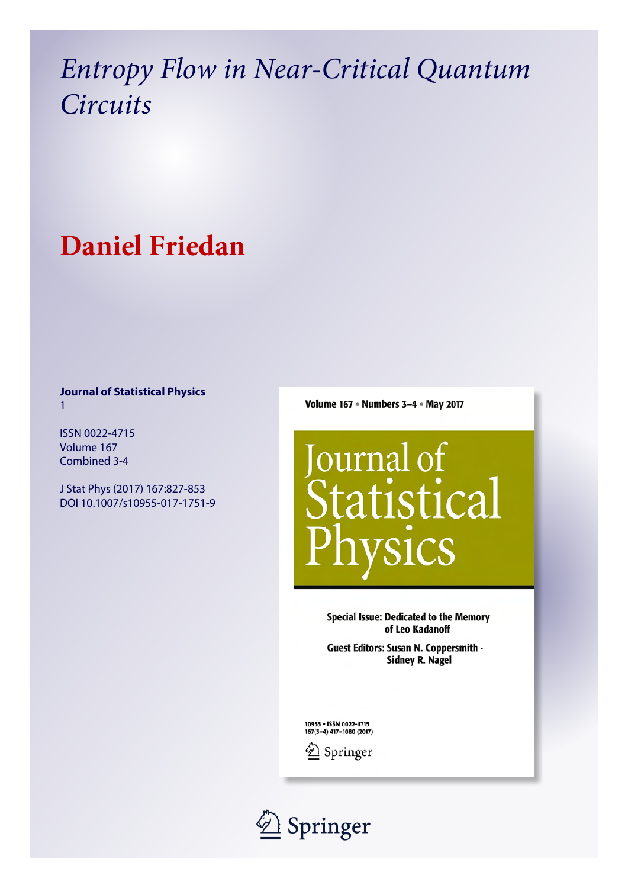# *Entropy Flow in Near-Critical Quantum Circuits*

## Daniel Friedan

**Journal of Statistical Physics**
1

ISSN 0022-4715
Volume 167
Combined 3-4

J Stat Phys (2017) 167:827-853
DOI 10.1007/s10955-017-1751-9

Volume 167 • Numbers 3–4 • May 2017

Journal of Statistical Physics

Special Issue: Dedicated to the Memory of Leo Kadanoff

Guest Editors: Susan N. Coppersmith · Sidney R. Nagel

10955 • ISSN 0022-4715
167(3–4) 417–1080 (2017)

Springer

Springer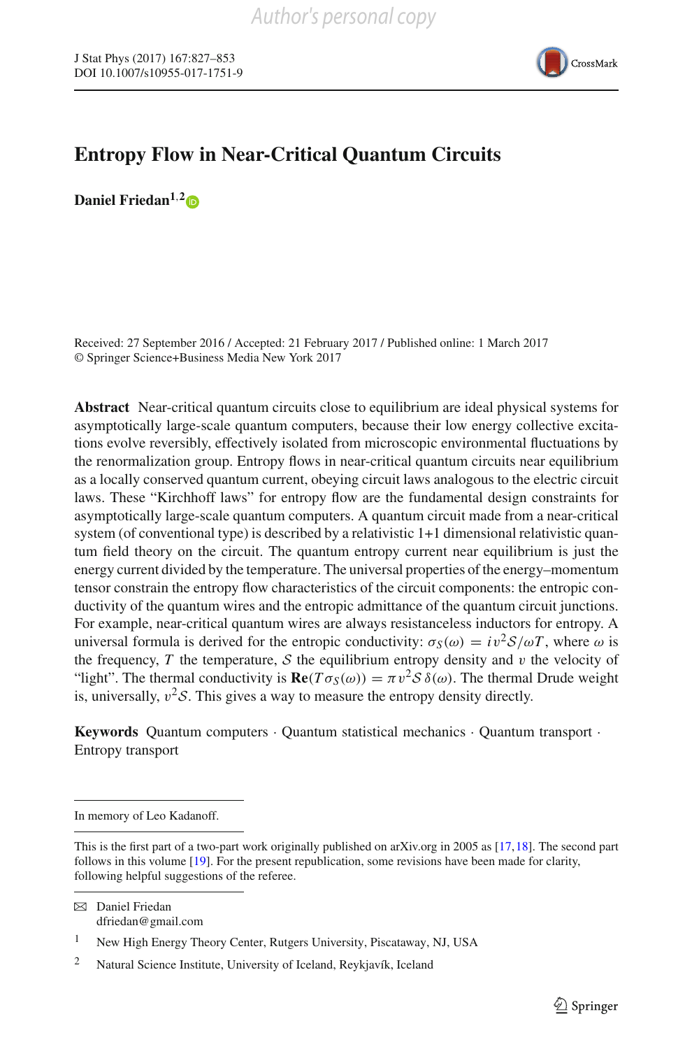# Entropy Flow in Near-Critical Quantum Circuits

**Daniel Friedan**[1,2]

Received: 27 September 2016 / Accepted: 21 February 2017 / Published online: 1 March 2017
© Springer Science+Business Media New York 2017

**Abstract** Near-critical quantum circuits close to equilibrium are ideal physical systems for asymptotically large-scale quantum computers, because their low energy collective excitations evolve reversibly, effectively isolated from microscopic environmental fluctuations by the renormalization group. Entropy flows in near-critical quantum circuits near equilibrium as a locally conserved quantum current, obeying circuit laws analogous to the electric circuit laws. These "Kirchhoff laws" for entropy flow are the fundamental design constraints for asymptotically large-scale quantum computers. A quantum circuit made from a near-critical system (of conventional type) is described by a relativistic 1+1 dimensional relativistic quantum field theory on the circuit. The quantum entropy current near equilibrium is just the energy current divided by the temperature. The universal properties of the energy–momentum tensor constrain the entropy flow characteristics of the circuit components: the entropic conductivity of the quantum wires and the entropic admittance of the quantum circuit junctions. For example, near-critical quantum wires are always resistanceless inductors for entropy. A universal formula is derived for the entropic conductivity: $\sigma_S(\omega) = iv^2\mathcal{S}/\omega T$, where $\omega$ is the frequency, $T$ the temperature, $\mathcal{S}$ the equilibrium entropy density and $v$ the velocity of "light". The thermal conductivity is $\mathbf{Re}(T\sigma_S(\omega)) = \pi v^2 \mathcal{S}\,\delta(\omega)$. The thermal Drude weight is, universally, $v^2\mathcal{S}$. This gives a way to measure the entropy density directly.

**Keywords** Quantum computers · Quantum statistical mechanics · Quantum transport · Entropy transport

---

In memory of Leo Kadanoff.

---

This is the first part of a two-part work originally published on arXiv.org in 2005 as [17,18]. The second part follows in this volume [19]. For the present republication, some revisions have been made for clarity, following helpful suggestions of the referee.

---

✉ Daniel Friedan
dfriedan@gmail.com

1 New High Energy Theory Center, Rutgers University, Piscataway, NJ, USA

2 Natural Science Institute, University of Iceland, Reykjavík, Iceland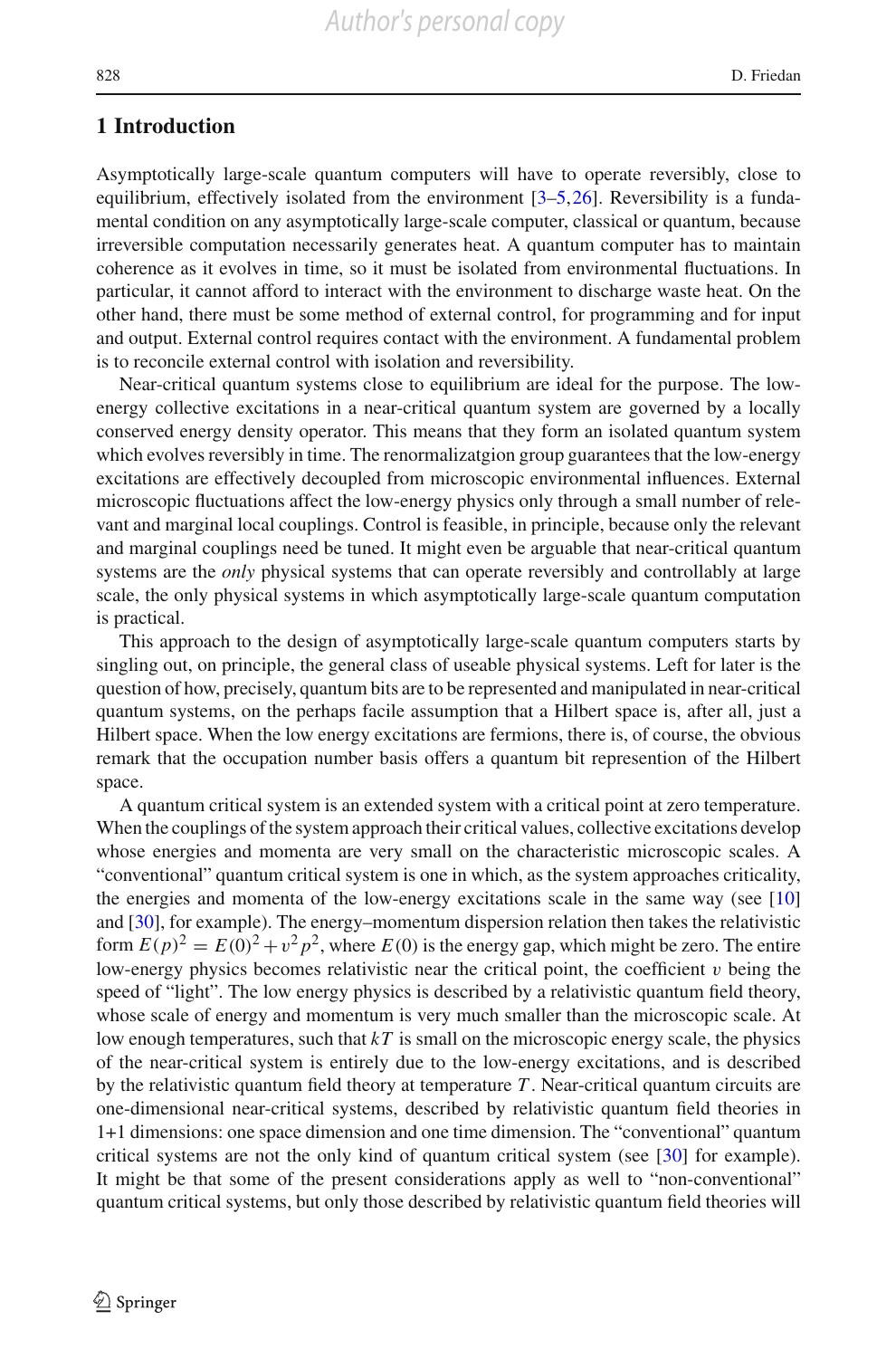## 1 Introduction

Asymptotically large-scale quantum computers will have to operate reversibly, close to equilibrium, effectively isolated from the environment [3–5,26]. Reversibility is a fundamental condition on any asymptotically large-scale computer, classical or quantum, because irreversible computation necessarily generates heat. A quantum computer has to maintain coherence as it evolves in time, so it must be isolated from environmental fluctuations. In particular, it cannot afford to interact with the environment to discharge waste heat. On the other hand, there must be some method of external control, for programming and for input and output. External control requires contact with the environment. A fundamental problem is to reconcile external control with isolation and reversibility.

Near-critical quantum systems close to equilibrium are ideal for the purpose. The low-energy collective excitations in a near-critical quantum system are governed by a locally conserved energy density operator. This means that they form an isolated quantum system which evolves reversibly in time. The renormalizatgion group guarantees that the low-energy excitations are effectively decoupled from microscopic environmental influences. External microscopic fluctuations affect the low-energy physics only through a small number of relevant and marginal local couplings. Control is feasible, in principle, because only the relevant and marginal couplings need be tuned. It might even be arguable that near-critical quantum systems are the *only* physical systems that can operate reversibly and controllably at large scale, the only physical systems in which asymptotically large-scale quantum computation is practical.

This approach to the design of asymptotically large-scale quantum computers starts by singling out, on principle, the general class of useable physical systems. Left for later is the question of how, precisely, quantum bits are to be represented and manipulated in near-critical quantum systems, on the perhaps facile assumption that a Hilbert space is, after all, just a Hilbert space. When the low energy excitations are fermions, there is, of course, the obvious remark that the occupation number basis offers a quantum bit represention of the Hilbert space.

A quantum critical system is an extended system with a critical point at zero temperature. When the couplings of the system approach their critical values, collective excitations develop whose energies and momenta are very small on the characteristic microscopic scales. A "conventional" quantum critical system is one in which, as the system approaches criticality, the energies and momenta of the low-energy excitations scale in the same way (see [10] and [30], for example). The energy–momentum dispersion relation then takes the relativistic form $E(p)^2 = E(0)^2 + v^2 p^2$, where $E(0)$ is the energy gap, which might be zero. The entire low-energy physics becomes relativistic near the critical point, the coefficient $v$ being the speed of "light". The low energy physics is described by a relativistic quantum field theory, whose scale of energy and momentum is very much smaller than the microscopic scale. At low enough temperatures, such that $kT$ is small on the microscopic energy scale, the physics of the near-critical system is entirely due to the low-energy excitations, and is described by the relativistic quantum field theory at temperature $T$. Near-critical quantum circuits are one-dimensional near-critical systems, described by relativistic quantum field theories in 1+1 dimensions: one space dimension and one time dimension. The "conventional" quantum critical systems are not the only kind of quantum critical system (see [30] for example). It might be that some of the present considerations apply as well to "non-conventional" quantum critical systems, but only those described by relativistic quantum field theories will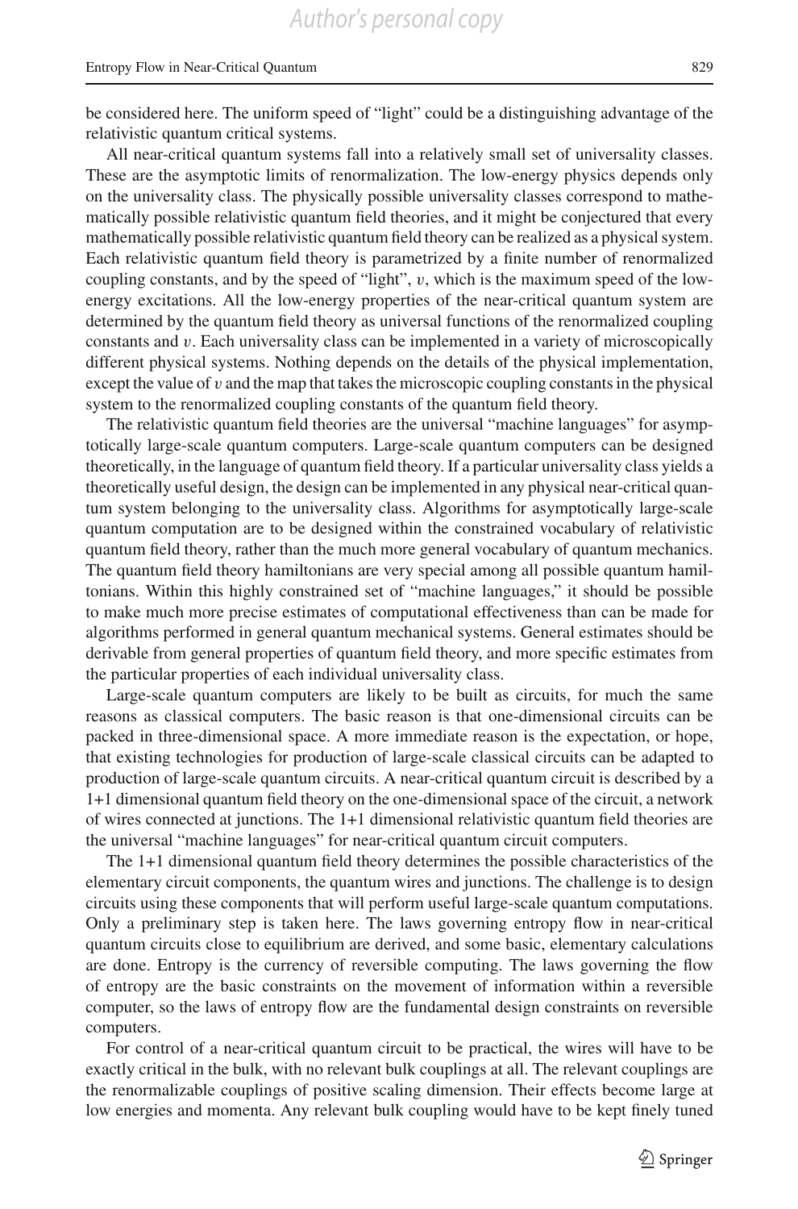be considered here. The uniform speed of "light" could be a distinguishing advantage of the relativistic quantum critical systems.

All near-critical quantum systems fall into a relatively small set of universality classes. These are the asymptotic limits of renormalization. The low-energy physics depends only on the universality class. The physically possible universality classes correspond to mathematically possible relativistic quantum field theories, and it might be conjectured that every mathematically possible relativistic quantum field theory can be realized as a physical system. Each relativistic quantum field theory is parametrized by a finite number of renormalized coupling constants, and by the speed of "light", $v$, which is the maximum speed of the low-energy excitations. All the low-energy properties of the near-critical quantum system are determined by the quantum field theory as universal functions of the renormalized coupling constants and $v$. Each universality class can be implemented in a variety of microscopically different physical systems. Nothing depends on the details of the physical implementation, except the value of $v$ and the map that takes the microscopic coupling constants in the physical system to the renormalized coupling constants of the quantum field theory.

The relativistic quantum field theories are the universal "machine languages" for asymptotically large-scale quantum computers. Large-scale quantum computers can be designed theoretically, in the language of quantum field theory. If a particular universality class yields a theoretically useful design, the design can be implemented in any physical near-critical quantum system belonging to the universality class. Algorithms for asymptotically large-scale quantum computation are to be designed within the constrained vocabulary of relativistic quantum field theory, rather than the much more general vocabulary of quantum mechanics. The quantum field theory hamiltonians are very special among all possible quantum hamiltonians. Within this highly constrained set of "machine languages," it should be possible to make much more precise estimates of computational effectiveness than can be made for algorithms performed in general quantum mechanical systems. General estimates should be derivable from general properties of quantum field theory, and more specific estimates from the particular properties of each individual universality class.

Large-scale quantum computers are likely to be built as circuits, for much the same reasons as classical computers. The basic reason is that one-dimensional circuits can be packed in three-dimensional space. A more immediate reason is the expectation, or hope, that existing technologies for production of large-scale classical circuits can be adapted to production of large-scale quantum circuits. A near-critical quantum circuit is described by a 1+1 dimensional quantum field theory on the one-dimensional space of the circuit, a network of wires connected at junctions. The 1+1 dimensional relativistic quantum field theories are the universal "machine languages" for near-critical quantum circuit computers.

The 1+1 dimensional quantum field theory determines the possible characteristics of the elementary circuit components, the quantum wires and junctions. The challenge is to design circuits using these components that will perform useful large-scale quantum computations. Only a preliminary step is taken here. The laws governing entropy flow in near-critical quantum circuits close to equilibrium are derived, and some basic, elementary calculations are done. Entropy is the currency of reversible computing. The laws governing the flow of entropy are the basic constraints on the movement of information within a reversible computer, so the laws of entropy flow are the fundamental design constraints on reversible computers.

For control of a near-critical quantum circuit to be practical, the wires will have to be exactly critical in the bulk, with no relevant bulk couplings at all. The relevant couplings are the renormalizable couplings of positive scaling dimension. Their effects become large at low energies and momenta. Any relevant bulk coupling would have to be kept finely tuned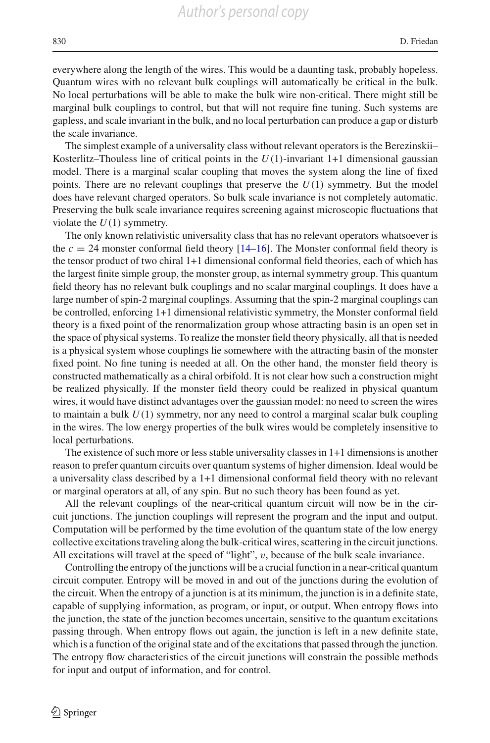everywhere along the length of the wires. This would be a daunting task, probably hopeless. Quantum wires with no relevant bulk couplings will automatically be critical in the bulk. No local perturbations will be able to make the bulk wire non-critical. There might still be marginal bulk couplings to control, but that will not require fine tuning. Such systems are gapless, and scale invariant in the bulk, and no local perturbation can produce a gap or disturb the scale invariance.

The simplest example of a universality class without relevant operators is the Berezinskii–Kosterlitz–Thouless line of critical points in the $U(1)$-invariant 1+1 dimensional gaussian model. There is a marginal scalar coupling that moves the system along the line of fixed points. There are no relevant couplings that preserve the $U(1)$ symmetry. But the model does have relevant charged operators. So bulk scale invariance is not completely automatic. Preserving the bulk scale invariance requires screening against microscopic fluctuations that violate the $U(1)$ symmetry.

The only known relativistic universality class that has no relevant operators whatsoever is the $c = 24$ monster conformal field theory [14–16]. The Monster conformal field theory is the tensor product of two chiral 1+1 dimensional conformal field theories, each of which has the largest finite simple group, the monster group, as internal symmetry group. This quantum field theory has no relevant bulk couplings and no scalar marginal couplings. It does have a large number of spin-2 marginal couplings. Assuming that the spin-2 marginal couplings can be controlled, enforcing 1+1 dimensional relativistic symmetry, the Monster conformal field theory is a fixed point of the renormalization group whose attracting basin is an open set in the space of physical systems. To realize the monster field theory physically, all that is needed is a physical system whose couplings lie somewhere with the attracting basin of the monster fixed point. No fine tuning is needed at all. On the other hand, the monster field theory is constructed mathematically as a chiral orbifold. It is not clear how such a construction might be realized physically. If the monster field theory could be realized in physical quantum wires, it would have distinct advantages over the gaussian model: no need to screen the wires to maintain a bulk $U(1)$ symmetry, nor any need to control a marginal scalar bulk coupling in the wires. The low energy properties of the bulk wires would be completely insensitive to local perturbations.

The existence of such more or less stable universality classes in 1+1 dimensions is another reason to prefer quantum circuits over quantum systems of higher dimension. Ideal would be a universality class described by a 1+1 dimensional conformal field theory with no relevant or marginal operators at all, of any spin. But no such theory has been found as yet.

All the relevant couplings of the near-critical quantum circuit will now be in the circuit junctions. The junction couplings will represent the program and the input and output. Computation will be performed by the time evolution of the quantum state of the low energy collective excitations traveling along the bulk-critical wires, scattering in the circuit junctions. All excitations will travel at the speed of "light", $v$, because of the bulk scale invariance.

Controlling the entropy of the junctions will be a crucial function in a near-critical quantum circuit computer. Entropy will be moved in and out of the junctions during the evolution of the circuit. When the entropy of a junction is at its minimum, the junction is in a definite state, capable of supplying information, as program, or input, or output. When entropy flows into the junction, the state of the junction becomes uncertain, sensitive to the quantum excitations passing through. When entropy flows out again, the junction is left in a new definite state, which is a function of the original state and of the excitations that passed through the junction. The entropy flow characteristics of the circuit junctions will constrain the possible methods for input and output of information, and for control.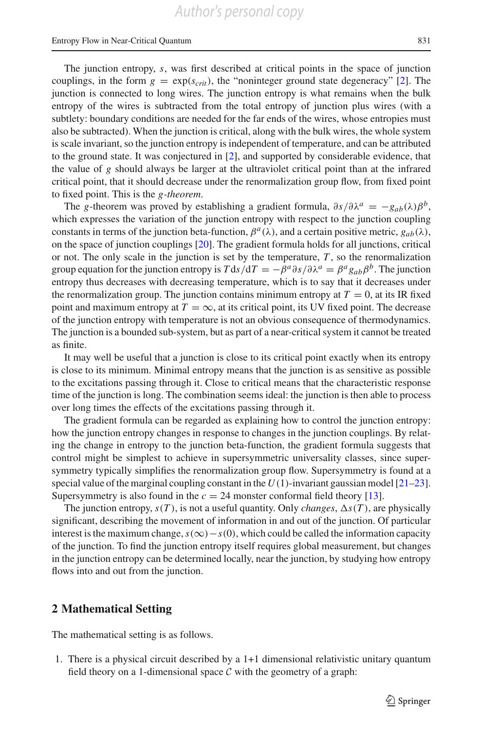The junction entropy, $s$, was first described at critical points in the space of junction couplings, in the form $g = \exp(s_{crit})$, the "noninteger ground state degeneracy" [2]. The junction is connected to long wires. The junction entropy is what remains when the bulk entropy of the wires is subtracted from the total entropy of junction plus wires (with a subtlety: boundary conditions are needed for the far ends of the wires, whose entropies must also be subtracted). When the junction is critical, along with the bulk wires, the whole system is scale invariant, so the junction entropy is independent of temperature, and can be attributed to the ground state. It was conjectured in [2], and supported by considerable evidence, that the value of $g$ should always be larger at the ultraviolet critical point than at the infrared critical point, that it should decrease under the renormalization group flow, from fixed point to fixed point. This is the *g-theorem*.

The $g$-theorem was proved by establishing a gradient formula, $\partial s/\partial\lambda^a = -g_{ab}(\lambda)\beta^b$, which expresses the variation of the junction entropy with respect to the junction coupling constants in terms of the junction beta-function, $\beta^a(\lambda)$, and a certain positive metric, $g_{ab}(\lambda)$, on the space of junction couplings [20]. The gradient formula holds for all junctions, critical or not. The only scale in the junction is set by the temperature, $T$, so the renormalization group equation for the junction entropy is $T\,\mathrm{d}s/\mathrm{d}T = -\beta^a\partial s/\partial\lambda^a = \beta^a g_{ab}\beta^b$. The junction entropy thus decreases with decreasing temperature, which is to say that it decreases under the renormalization group. The junction contains minimum entropy at $T = 0$, at its IR fixed point and maximum entropy at $T = \infty$, at its critical point, its UV fixed point. The decrease of the junction entropy with temperature is not an obvious consequence of thermodynamics. The junction is a bounded sub-system, but as part of a near-critical system it cannot be treated as finite.

It may well be useful that a junction is close to its critical point exactly when its entropy is close to its minimum. Minimal entropy means that the junction is as sensitive as possible to the excitations passing through it. Close to critical means that the characteristic response time of the junction is long. The combination seems ideal: the junction is then able to process over long times the effects of the excitations passing through it.

The gradient formula can be regarded as explaining how to control the junction entropy: how the junction entropy changes in response to changes in the junction couplings. By relating the change in entropy to the junction beta-function, the gradient formula suggests that control might be simplest to achieve in supersymmetric universality classes, since supersymmetry typically simplifies the renormalization group flow. Supersymmetry is found at a special value of the marginal coupling constant in the $U(1)$-invariant gaussian model [21–23]. Supersymmetry is also found in the $c = 24$ monster conformal field theory [13].

The junction entropy, $s(T)$, is not a useful quantity. Only *changes*, $\Delta s(T)$, are physically significant, describing the movement of information in and out of the junction. Of particular interest is the maximum change, $s(\infty) - s(0)$, which could be called the information capacity of the junction. To find the junction entropy itself requires global measurement, but changes in the junction entropy can be determined locally, near the junction, by studying how entropy flows into and out from the junction.

## 2 Mathematical Setting

The mathematical setting is as follows.

1. There is a physical circuit described by a 1+1 dimensional relativistic unitary quantum field theory on a 1-dimensional space $\mathcal{C}$ with the geometry of a graph: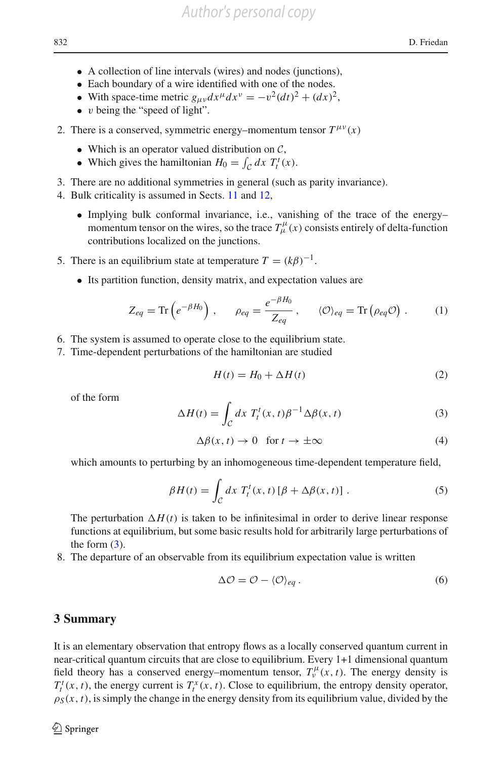- A collection of line intervals (wires) and nodes (junctions),
- Each boundary of a wire identified with one of the nodes.
- With space-time metric $g_{\mu\nu}dx^\mu dx^\nu = -v^2(dt)^2 + (dx)^2$,
- $v$ being the "speed of light".

2. There is a conserved, symmetric energy–momentum tensor $T^{\mu\nu}(x)$
   - Which is an operator valued distribution on $\mathcal{C}$,
   - Which gives the hamiltonian $H_0 = \int_{\mathcal{C}} dx\; T_t^t(x)$.
3. There are no additional symmetries in general (such as parity invariance).
4. Bulk criticality is assumed in Sects. 11 and 12,
   - Implying bulk conformal invariance, i.e., vanishing of the trace of the energy–momentum tensor on the wires, so the trace $T_\mu^\mu(x)$ consists entirely of delta-function contributions localized on the junctions.
5. There is an equilibrium state at temperature $T = (k\beta)^{-1}$.
   - Its partition function, density matrix, and expectation values are

$$Z_{eq} = \mathrm{Tr}\left(e^{-\beta H_0}\right), \qquad \rho_{eq} = \frac{e^{-\beta H_0}}{Z_{eq}}, \qquad \langle \mathcal{O} \rangle_{eq} = \mathrm{Tr}\left(\rho_{eq}\mathcal{O}\right). \tag{1}$$

6. The system is assumed to operate close to the equilibrium state.
7. Time-dependent perturbations of the hamiltonian are studied

$$H(t) = H_0 + \Delta H(t) \tag{2}$$

of the form

$$\Delta H(t) = \int_{\mathcal{C}} dx\; T_t^t(x,t)\beta^{-1}\Delta\beta(x,t) \tag{3}$$

$$\Delta\beta(x,t) \to 0 \quad \text{for } t \to \pm\infty \tag{4}$$

which amounts to perturbing by an inhomogeneous time-dependent temperature field,

$$\beta H(t) = \int_{\mathcal{C}} dx\; T_t^t(x,t)\left[\beta + \Delta\beta(x,t)\right]. \tag{5}$$

The perturbation $\Delta H(t)$ is taken to be infinitesimal in order to derive linear response functions at equilibrium, but some basic results hold for arbitrarily large perturbations of the form (3).

8. The departure of an observable from its equilibrium expectation value is written

$$\Delta\mathcal{O} = \mathcal{O} - \langle \mathcal{O} \rangle_{eq}. \tag{6}$$

## 3 Summary

It is an elementary observation that entropy flows as a locally conserved quantum current in near-critical quantum circuits that are close to equilibrium. Every 1+1 dimensional quantum field theory has a conserved energy–momentum tensor, $T_\nu^\mu(x,t)$. The energy density is $T_t^t(x,t)$, the energy current is $T_t^x(x,t)$. Close to equilibrium, the entropy density operator, $\rho_S(x,t)$, is simply the change in the energy density from its equilibrium value, divided by the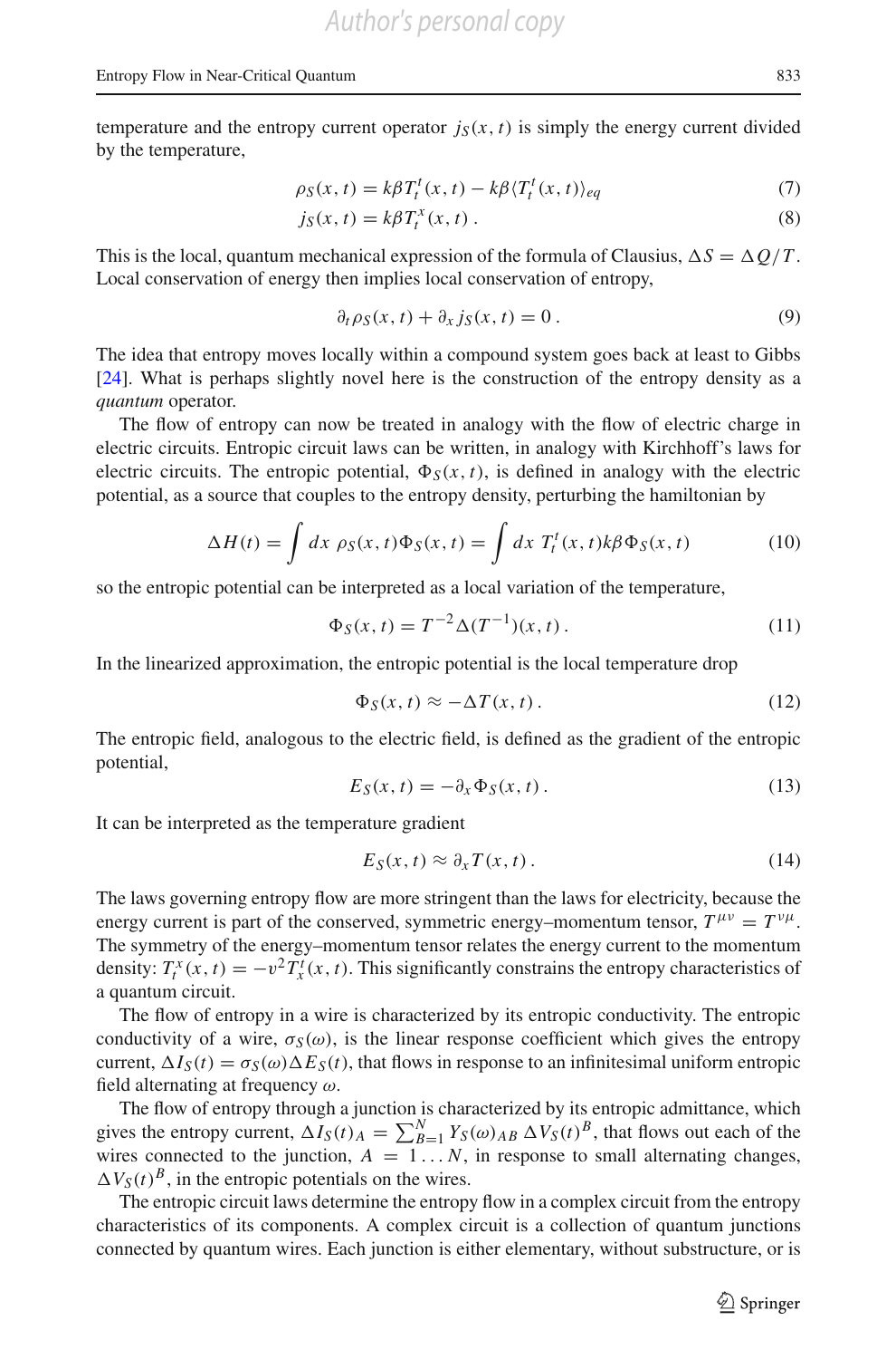temperature and the entropy current operator $j_S(x,t)$ is simply the energy current divided by the temperature,

$$\rho_S(x,t) = k\beta T_t^t(x,t) - k\beta \langle T_t^t(x,t)\rangle_{eq} \tag{7}$$

$$j_S(x,t) = k\beta T_t^x(x,t)\,. \tag{8}$$

This is the local, quantum mechanical expression of the formula of Clausius, $\Delta S = \Delta Q/T$. Local conservation of energy then implies local conservation of entropy,

$$\partial_t \rho_S(x,t) + \partial_x j_S(x,t) = 0\,. \tag{9}$$

The idea that entropy moves locally within a compound system goes back at least to Gibbs [24]. What is perhaps slightly novel here is the construction of the entropy density as a *quantum* operator.

The flow of entropy can now be treated in analogy with the flow of electric charge in electric circuits. Entropic circuit laws can be written, in analogy with Kirchhoff's laws for electric circuits. The entropic potential, $\Phi_S(x,t)$, is defined in analogy with the electric potential, as a source that couples to the entropy density, perturbing the hamiltonian by

$$\Delta H(t) = \int dx\ \rho_S(x,t)\Phi_S(x,t) = \int dx\ T_t^t(x,t)k\beta\Phi_S(x,t) \tag{10}$$

so the entropic potential can be interpreted as a local variation of the temperature,

$$\Phi_S(x,t) = T^{-2}\Delta(T^{-1})(x,t)\,. \tag{11}$$

In the linearized approximation, the entropic potential is the local temperature drop

$$\Phi_S(x,t) \approx -\Delta T(x,t)\,. \tag{12}$$

The entropic field, analogous to the electric field, is defined as the gradient of the entropic potential,

$$E_S(x,t) = -\partial_x \Phi_S(x,t)\,. \tag{13}$$

It can be interpreted as the temperature gradient

$$E_S(x,t) \approx \partial_x T(x,t)\,. \tag{14}$$

The laws governing entropy flow are more stringent than the laws for electricity, because the energy current is part of the conserved, symmetric energy–momentum tensor, $T^{\mu\nu} = T^{\nu\mu}$. The symmetry of the energy–momentum tensor relates the energy current to the momentum density: $T_t^x(x,t) = -v^2 T_x^t(x,t)$. This significantly constrains the entropy characteristics of a quantum circuit.

The flow of entropy in a wire is characterized by its entropic conductivity. The entropic conductivity of a wire, $\sigma_S(\omega)$, is the linear response coefficient which gives the entropy current, $\Delta I_S(t) = \sigma_S(\omega)\Delta E_S(t)$, that flows in response to an infinitesimal uniform entropic field alternating at frequency $\omega$.

The flow of entropy through a junction is characterized by its entropic admittance, which gives the entropy current, $\Delta I_S(t)_A = \sum_{B=1}^N Y_S(\omega)_{AB}\,\Delta V_S(t)^B$, that flows out each of the wires connected to the junction, $A = 1\ldots N$, in response to small alternating changes, $\Delta V_S(t)^B$, in the entropic potentials on the wires.

The entropic circuit laws determine the entropy flow in a complex circuit from the entropy characteristics of its components. A complex circuit is a collection of quantum junctions connected by quantum wires. Each junction is either elementary, without substructure, or is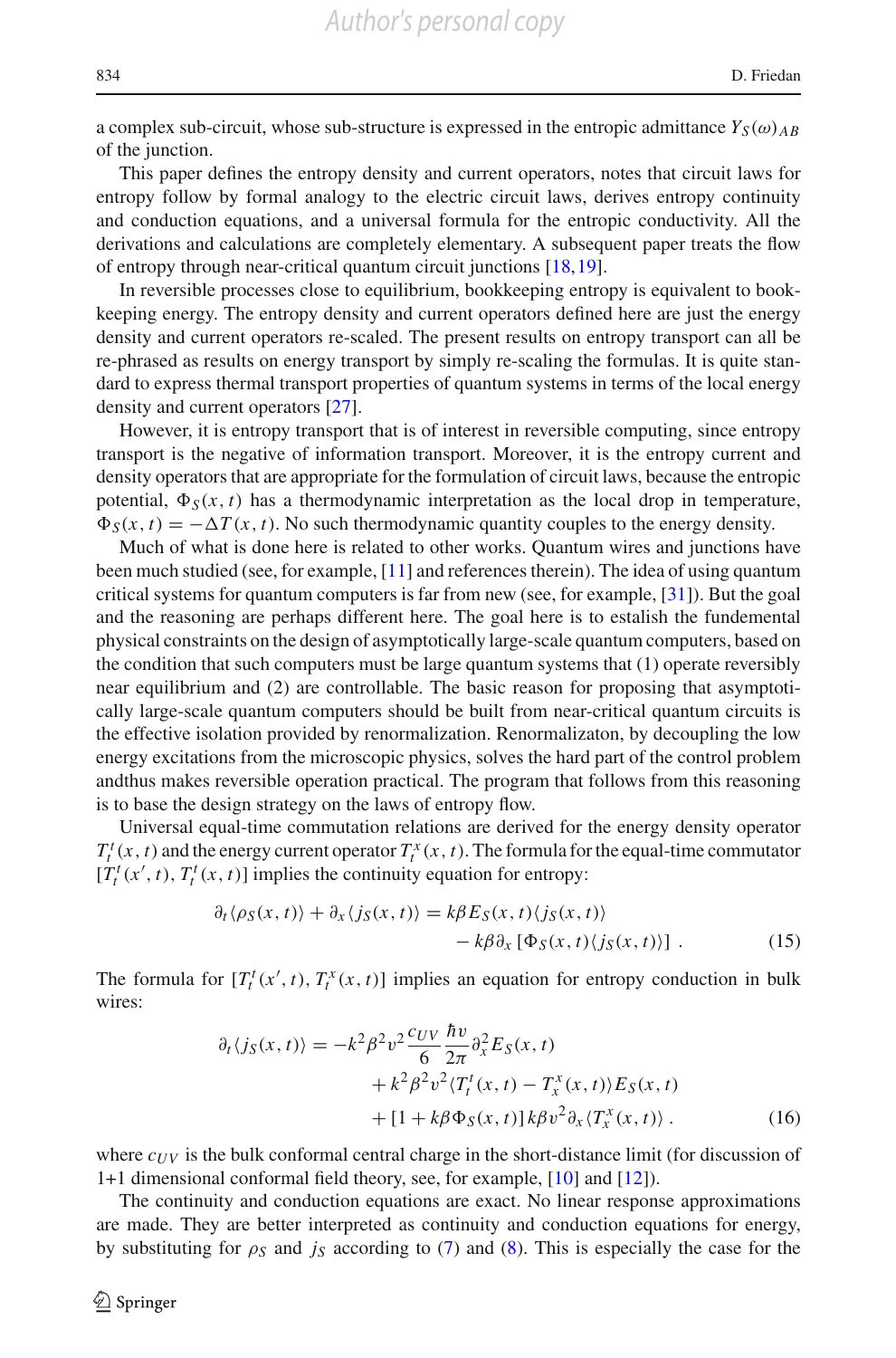a complex sub-circuit, whose sub-structure is expressed in the entropic admittance $Y_S(\omega)_{AB}$ of the junction.

This paper defines the entropy density and current operators, notes that circuit laws for entropy follow by formal analogy to the electric circuit laws, derives entropy continuity and conduction equations, and a universal formula for the entropic conductivity. All the derivations and calculations are completely elementary. A subsequent paper treats the flow of entropy through near-critical quantum circuit junctions [18,19].

In reversible processes close to equilibrium, bookkeeping entropy is equivalent to bookkeeping energy. The entropy density and current operators defined here are just the energy density and current operators re-scaled. The present results on entropy transport can all be re-phrased as results on energy transport by simply re-scaling the formulas. It is quite standard to express thermal transport properties of quantum systems in terms of the local energy density and current operators [27].

However, it is entropy transport that is of interest in reversible computing, since entropy transport is the negative of information transport. Moreover, it is the entropy current and density operators that are appropriate for the formulation of circuit laws, because the entropic potential, $\Phi_S(x,t)$ has a thermodynamic interpretation as the local drop in temperature, $\Phi_S(x,t) = -\Delta T(x,t)$. No such thermodynamic quantity couples to the energy density.

Much of what is done here is related to other works. Quantum wires and junctions have been much studied (see, for example, [11] and references therein). The idea of using quantum critical systems for quantum computers is far from new (see, for example, [31]). But the goal and the reasoning are perhaps different here. The goal here is to estalish the fundemental physical constraints on the design of asymptotically large-scale quantum computers, based on the condition that such computers must be large quantum systems that (1) operate reversibly near equilibrium and (2) are controllable. The basic reason for proposing that asymptotically large-scale quantum computers should be built from near-critical quantum circuits is the effective isolation provided by renormalization. Renormalizaton, by decoupling the low energy excitations from the microscopic physics, solves the hard part of the control problem andthus makes reversible operation practical. The program that follows from this reasoning is to base the design strategy on the laws of entropy flow.

Universal equal-time commutation relations are derived for the energy density operator $T^t_t(x,t)$ and the energy current operator $T^x_t(x,t)$. The formula for the equal-time commutator $[T^t_t(x',t), T^t_t(x,t)]$ implies the continuity equation for entropy:

$$\partial_t \langle \rho_S(x,t)\rangle + \partial_x \langle j_S(x,t)\rangle = k\beta E_S(x,t)\langle j_S(x,t)\rangle - k\beta \partial_x \left[\Phi_S(x,t)\langle j_S(x,t)\rangle\right] \,. \tag{15}$$

The formula for $[T^t_t(x',t), T^x_t(x,t)]$ implies an equation for entropy conduction in bulk wires:

$$\begin{aligned}\partial_t \langle j_S(x,t)\rangle = &-k^2\beta^2 v^2 \frac{c_{UV}}{6}\frac{\hbar v}{2\pi}\partial_x^2 E_S(x,t) \\ &+ k^2\beta^2 v^2 \langle T^t_t(x,t) - T^x_x(x,t)\rangle E_S(x,t) \\ &+ [1 + k\beta\Phi_S(x,t)]\, k\beta v^2 \partial_x \langle T^x_x(x,t)\rangle \,. \end{aligned} \tag{16}$$

where $c_{UV}$ is the bulk conformal central charge in the short-distance limit (for discussion of 1+1 dimensional conformal field theory, see, for example, [10] and [12]).

The continuity and conduction equations are exact. No linear response approximations are made. They are better interpreted as continuity and conduction equations for energy, by substituting for $\rho_S$ and $j_S$ according to (7) and (8). This is especially the case for the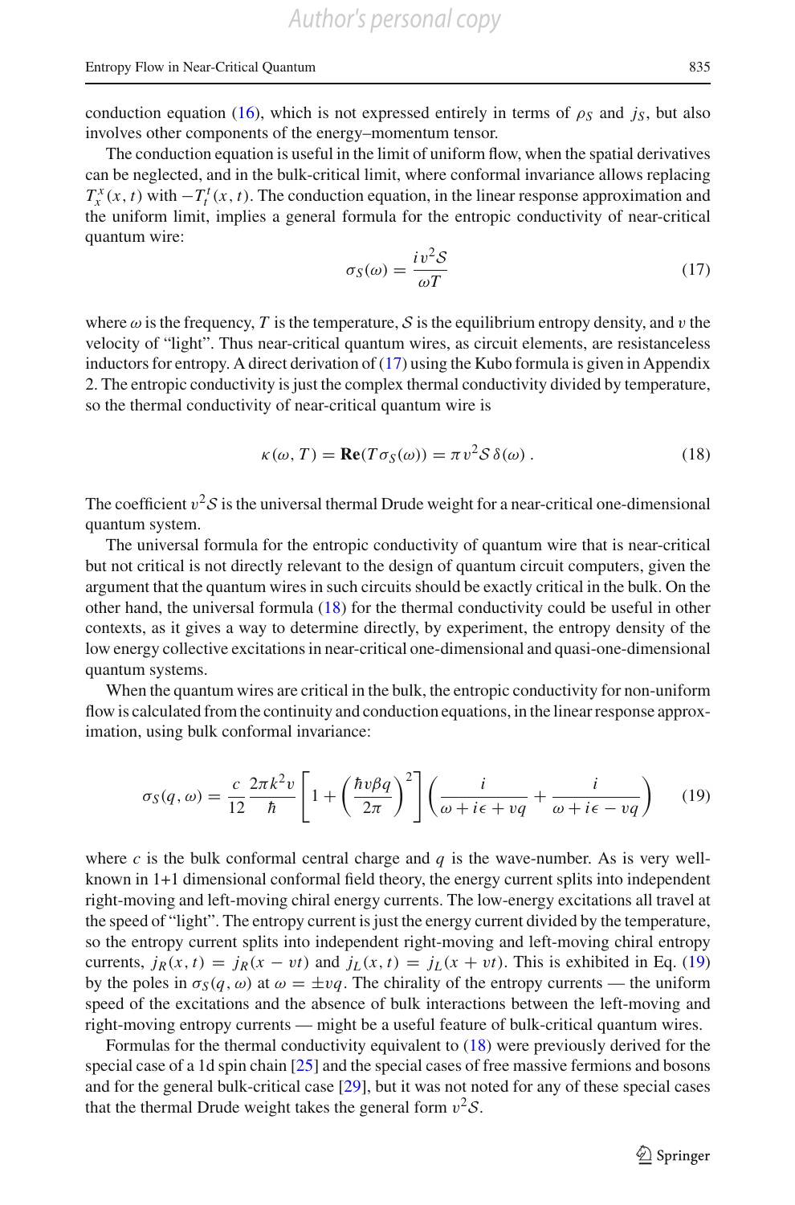conduction equation (16), which is not expressed entirely in terms of $\rho_S$ and $j_S$, but also involves other components of the energy–momentum tensor.

The conduction equation is useful in the limit of uniform flow, when the spatial derivatives can be neglected, and in the bulk-critical limit, where conformal invariance allows replacing $T^x_x(x,t)$ with $-T^t_t(x,t)$. The conduction equation, in the linear response approximation and the uniform limit, implies a general formula for the entropic conductivity of near-critical quantum wire:

$$\sigma_S(\omega) = \frac{iv^2\mathcal{S}}{\omega T} \tag{17}$$

where $\omega$ is the frequency, $T$ is the temperature, $\mathcal{S}$ is the equilibrium entropy density, and $v$ the velocity of "light". Thus near-critical quantum wires, as circuit elements, are resistanceless inductors for entropy. A direct derivation of (17) using the Kubo formula is given in Appendix 2. The entropic conductivity is just the complex thermal conductivity divided by temperature, so the thermal conductivity of near-critical quantum wire is

$$\kappa(\omega, T) = \mathbf{Re}(T\sigma_S(\omega)) = \pi v^2 \mathcal{S}\, \delta(\omega)\,. \tag{18}$$

The coefficient $v^2\mathcal{S}$ is the universal thermal Drude weight for a near-critical one-dimensional quantum system.

The universal formula for the entropic conductivity of quantum wire that is near-critical but not critical is not directly relevant to the design of quantum circuit computers, given the argument that the quantum wires in such circuits should be exactly critical in the bulk. On the other hand, the universal formula (18) for the thermal conductivity could be useful in other contexts, as it gives a way to determine directly, by experiment, the entropy density of the low energy collective excitations in near-critical one-dimensional and quasi-one-dimensional quantum systems.

When the quantum wires are critical in the bulk, the entropic conductivity for non-uniform flow is calculated from the continuity and conduction equations, in the linear response approximation, using bulk conformal invariance:

$$\sigma_S(q,\omega) = \frac{c}{12}\frac{2\pi k^2 v}{\hbar}\left[1 + \left(\frac{\hbar v \beta q}{2\pi}\right)^2\right]\left(\frac{i}{\omega + i\epsilon + vq} + \frac{i}{\omega + i\epsilon - vq}\right) \tag{19}$$

where $c$ is the bulk conformal central charge and $q$ is the wave-number. As is very well-known in 1+1 dimensional conformal field theory, the energy current splits into independent right-moving and left-moving chiral energy currents. The low-energy excitations all travel at the speed of "light". The entropy current is just the energy current divided by the temperature, so the entropy current splits into independent right-moving and left-moving chiral entropy currents, $j_R(x,t) = j_R(x - vt)$ and $j_L(x,t) = j_L(x + vt)$. This is exhibited in Eq. (19) by the poles in $\sigma_S(q,\omega)$ at $\omega = \pm vq$. The chirality of the entropy currents — the uniform speed of the excitations and the absence of bulk interactions between the left-moving and right-moving entropy currents — might be a useful feature of bulk-critical quantum wires.

Formulas for the thermal conductivity equivalent to (18) were previously derived for the special case of a 1d spin chain [25] and the special cases of free massive fermions and bosons and for the general bulk-critical case [29], but it was not noted for any of these special cases that the thermal Drude weight takes the general form $v^2\mathcal{S}$.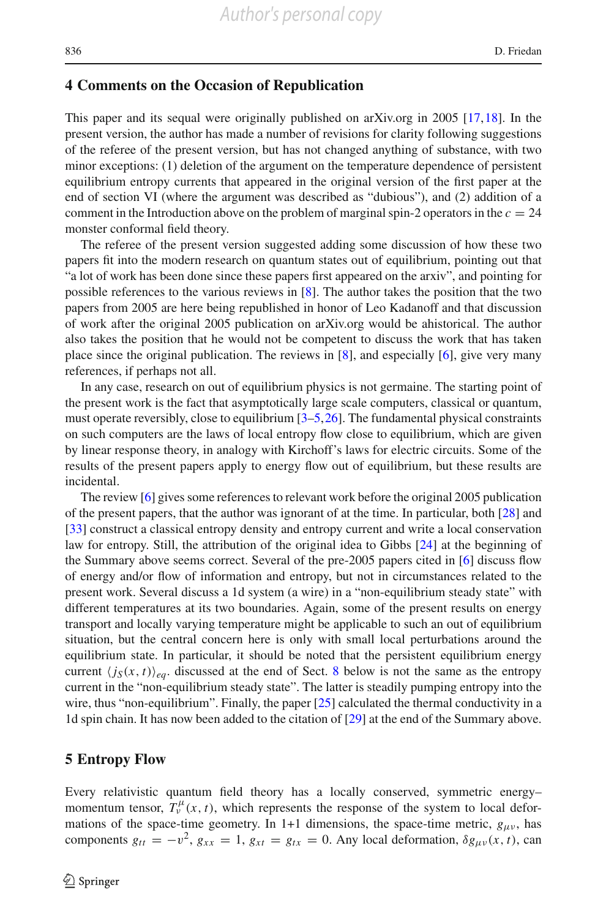## 4 Comments on the Occasion of Republication

This paper and its sequal were originally published on arXiv.org in 2005 [17,18]. In the present version, the author has made a number of revisions for clarity following suggestions of the referee of the present version, but has not changed anything of substance, with two minor exceptions: (1) deletion of the argument on the temperature dependence of persistent equilibrium entropy currents that appeared in the original version of the first paper at the end of section VI (where the argument was described as "dubious"), and (2) addition of a comment in the Introduction above on the problem of marginal spin-2 operators in the $c = 24$ monster conformal field theory.

The referee of the present version suggested adding some discussion of how these two papers fit into the modern research on quantum states out of equilibrium, pointing out that "a lot of work has been done since these papers first appeared on the arxiv", and pointing for possible references to the various reviews in [8]. The author takes the position that the two papers from 2005 are here being republished in honor of Leo Kadanoff and that discussion of work after the original 2005 publication on arXiv.org would be ahistorical. The author also takes the position that he would not be competent to discuss the work that has taken place since the original publication. The reviews in [8], and especially [6], give very many references, if perhaps not all.

In any case, research on out of equilibrium physics is not germaine. The starting point of the present work is the fact that asymptotically large scale computers, classical or quantum, must operate reversibly, close to equilibrium [3–5,26]. The fundamental physical constraints on such computers are the laws of local entropy flow close to equilibrium, which are given by linear response theory, in analogy with Kirchoff's laws for electric circuits. Some of the results of the present papers apply to energy flow out of equilibrium, but these results are incidental.

The review [6] gives some references to relevant work before the original 2005 publication of the present papers, that the author was ignorant of at the time. In particular, both [28] and [33] construct a classical entropy density and entropy current and write a local conservation law for entropy. Still, the attribution of the original idea to Gibbs [24] at the beginning of the Summary above seems correct. Several of the pre-2005 papers cited in [6] discuss flow of energy and/or flow of information and entropy, but not in circumstances related to the present work. Several discuss a 1d system (a wire) in a "non-equilibrium steady state" with different temperatures at its two boundaries. Again, some of the present results on energy transport and locally varying temperature might be applicable to such an out of equilibrium situation, but the central concern here is only with small local perturbations around the equilibrium state. In particular, it should be noted that the persistent equilibrium energy current $\langle j_S(x,t)\rangle_{eq}$. discussed at the end of Sect. 8 below is not the same as the entropy current in the "non-equilibrium steady state". The latter is steadily pumping entropy into the wire, thus "non-equilibrium". Finally, the paper [25] calculated the thermal conductivity in a 1d spin chain. It has now been added to the citation of [29] at the end of the Summary above.

## 5 Entropy Flow

Every relativistic quantum field theory has a locally conserved, symmetric energy–momentum tensor, $T^{\mu}_{\nu}(x,t)$, which represents the response of the system to local deformations of the space-time geometry. In 1+1 dimensions, the space-time metric, $g_{\mu\nu}$, has components $g_{tt} = -v^2$, $g_{xx} = 1$, $g_{xt} = g_{tx} = 0$. Any local deformation, $\delta g_{\mu\nu}(x,t)$, can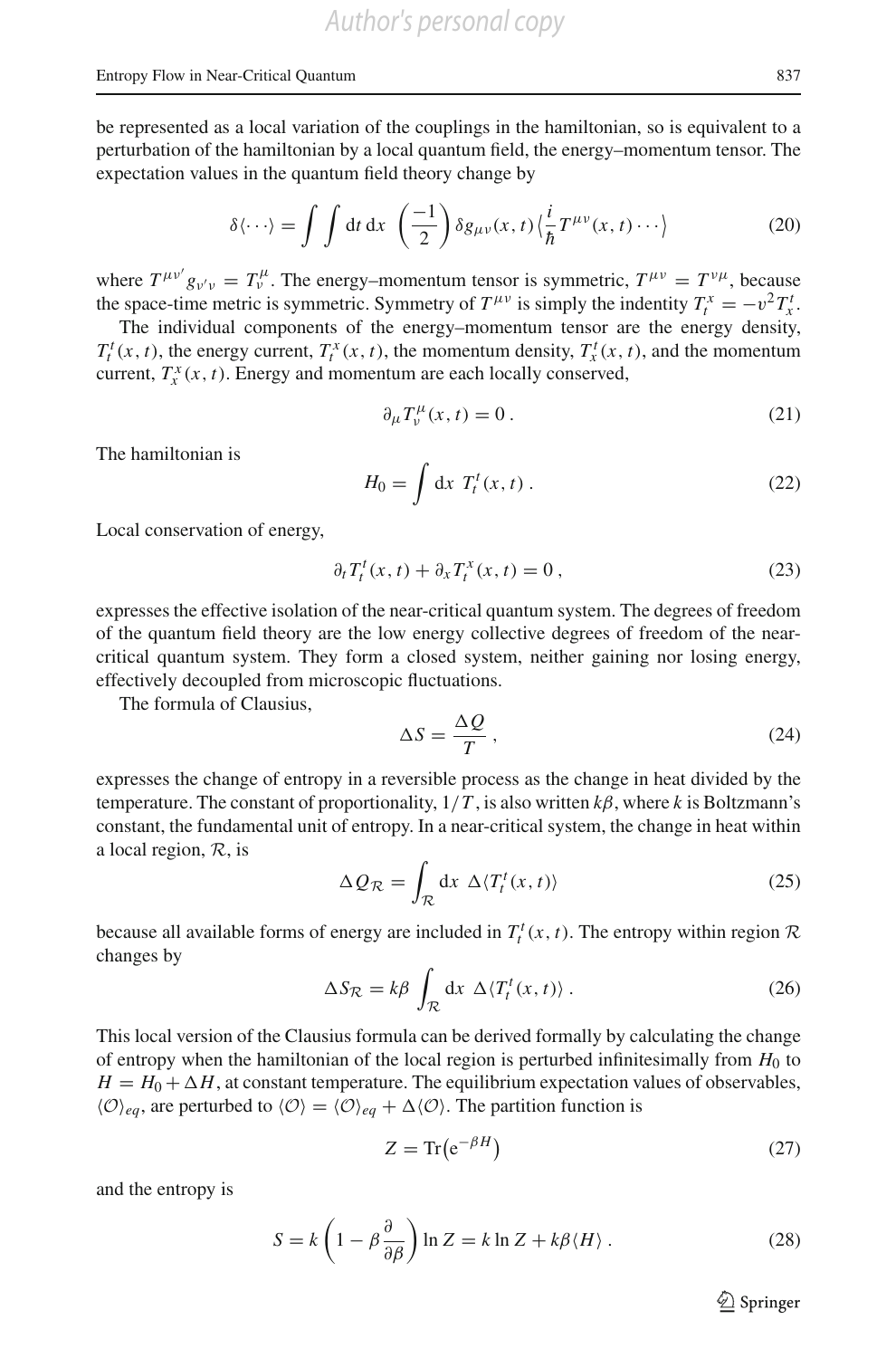be represented as a local variation of the couplings in the hamiltonian, so is equivalent to a perturbation of the hamiltonian by a local quantum field, the energy–momentum tensor. The expectation values in the quantum field theory change by

$$\delta\langle\cdots\rangle = \int\int \mathrm{d}t\,\mathrm{d}x\;\left(\frac{-1}{2}\right)\delta g_{\mu\nu}(x,t)\left\langle\frac{i}{\hbar}T^{\mu\nu}(x,t)\cdots\right\rangle \tag{20}$$

where $T^{\mu\nu'}g_{\nu'\nu} = T^{\mu}_{\nu}$. The energy–momentum tensor is symmetric, $T^{\mu\nu} = T^{\nu\mu}$, because the space-time metric is symmetric. Symmetry of $T^{\mu\nu}$ is simply the indentity $T^x_t = -v^2 T^t_x$.

The individual components of the energy–momentum tensor are the energy density, $T^t_t(x,t)$, the energy current, $T^x_t(x,t)$, the momentum density, $T^t_x(x,t)$, and the momentum current, $T^x_x(x,t)$. Energy and momentum are each locally conserved,

$$\partial_\mu T^\mu_\nu(x,t) = 0\,. \tag{21}$$

The hamiltonian is

$$H_0 = \int \mathrm{d}x\;T^t_t(x,t)\,. \tag{22}$$

Local conservation of energy,

$$\partial_t T^t_t(x,t) + \partial_x T^x_t(x,t) = 0\,, \tag{23}$$

expresses the effective isolation of the near-critical quantum system. The degrees of freedom of the quantum field theory are the low energy collective degrees of freedom of the near-critical quantum system. They form a closed system, neither gaining nor losing energy, effectively decoupled from microscopic fluctuations.

The formula of Clausius,

$$\Delta S = \frac{\Delta Q}{T}\,, \tag{24}$$

expresses the change of entropy in a reversible process as the change in heat divided by the temperature. The constant of proportionality, $1/T$, is also written $k\beta$, where $k$ is Boltzmann's constant, the fundamental unit of entropy. In a near-critical system, the change in heat within a local region, $\mathcal{R}$, is

$$\Delta Q_{\mathcal{R}} = \int_{\mathcal{R}} \mathrm{d}x\;\Delta\langle T^t_t(x,t)\rangle \tag{25}$$

because all available forms of energy are included in $T^t_t(x,t)$. The entropy within region $\mathcal{R}$ changes by

$$\Delta S_{\mathcal{R}} = k\beta\int_{\mathcal{R}} \mathrm{d}x\;\Delta\langle T^t_t(x,t)\rangle\,. \tag{26}$$

This local version of the Clausius formula can be derived formally by calculating the change of entropy when the hamiltonian of the local region is perturbed infinitesimally from $H_0$ to $H = H_0 + \Delta H$, at constant temperature. The equilibrium expectation values of observables, $\langle\mathcal{O}\rangle_{eq}$, are perturbed to $\langle\mathcal{O}\rangle = \langle\mathcal{O}\rangle_{eq} + \Delta\langle\mathcal{O}\rangle$. The partition function is

$$Z = \mathrm{Tr}\big(\mathrm{e}^{-\beta H}\big) \tag{27}$$

and the entropy is

$$S = k\left(1 - \beta\frac{\partial}{\partial\beta}\right)\ln Z = k\ln Z + k\beta\langle H\rangle\,. \tag{28}$$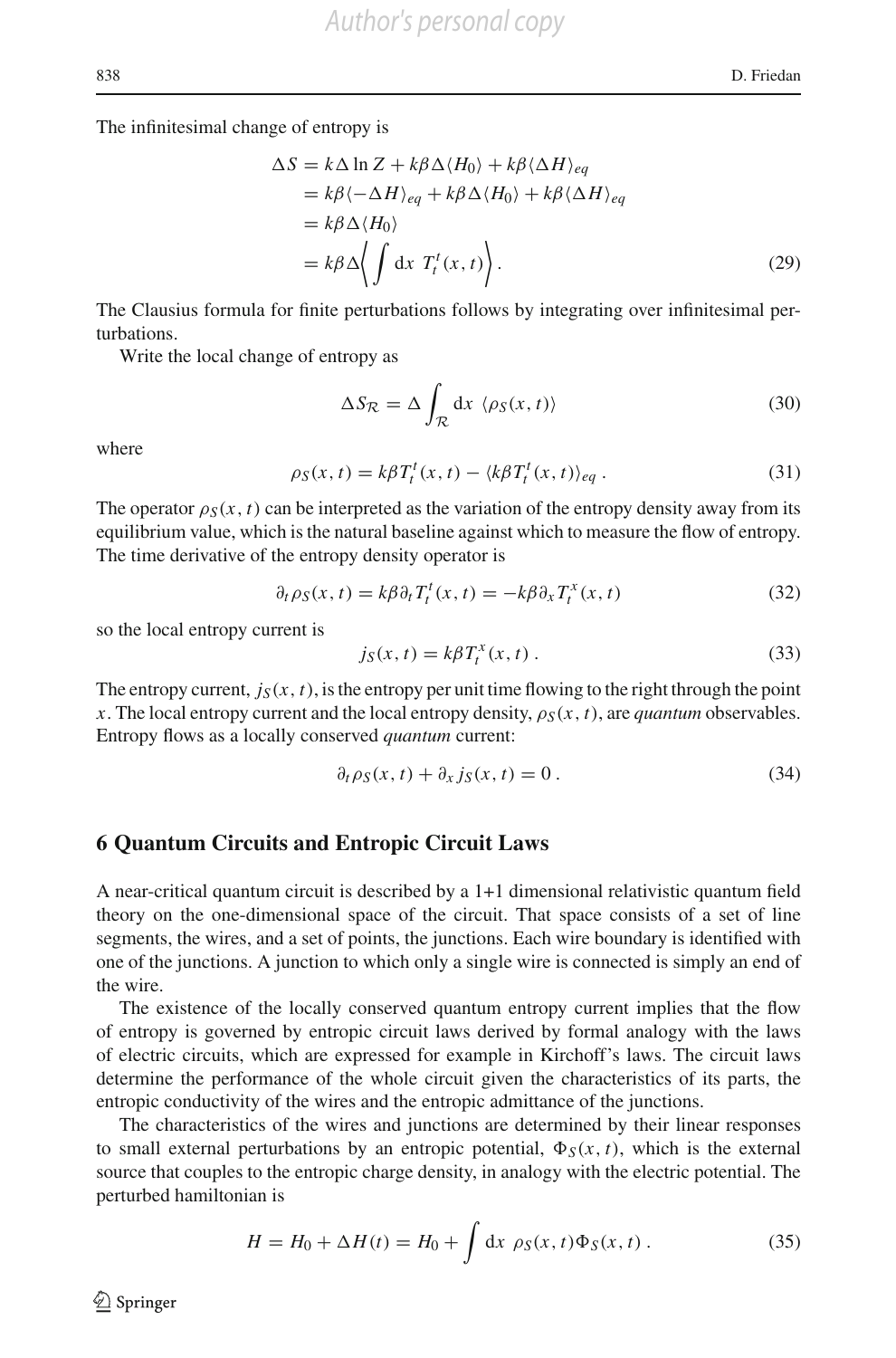The infinitesimal change of entropy is

$$
\begin{aligned}
\Delta S &= k\Delta \ln Z + k\beta \Delta \langle H_0 \rangle + k\beta \langle \Delta H \rangle_{eq} \\
&= k\beta \langle -\Delta H \rangle_{eq} + k\beta \Delta \langle H_0 \rangle + k\beta \langle \Delta H \rangle_{eq} \\
&= k\beta \Delta \langle H_0 \rangle \\
&= k\beta \Delta \left\langle \int \mathrm{d}x \; T_t^t(x,t) \right\rangle .
\end{aligned} \tag{29}
$$

The Clausius formula for finite perturbations follows by integrating over infinitesimal perturbations.

Write the local change of entropy as

$$
\Delta S_{\mathcal{R}} = \Delta \int_{\mathcal{R}} \mathrm{d}x \; \langle \rho_S(x,t) \rangle \tag{30}
$$

where

$$
\rho_S(x,t) = k\beta T_t^t(x,t) - \langle k\beta T_t^t(x,t) \rangle_{eq} . \tag{31}
$$

The operator $\rho_S(x,t)$ can be interpreted as the variation of the entropy density away from its equilibrium value, which is the natural baseline against which to measure the flow of entropy. The time derivative of the entropy density operator is

$$
\partial_t \rho_S(x,t) = k\beta \partial_t T_t^t(x,t) = -k\beta \partial_x T_t^x(x,t) \tag{32}
$$

so the local entropy current is

$$
j_S(x,t) = k\beta T_t^x(x,t) . \tag{33}
$$

The entropy current, $j_S(x,t)$, is the entropy per unit time flowing to the right through the point $x$. The local entropy current and the local entropy density, $\rho_S(x,t)$, are *quantum* observables. Entropy flows as a locally conserved *quantum* current:

$$
\partial_t \rho_S(x,t) + \partial_x j_S(x,t) = 0 . \tag{34}
$$

## 6 Quantum Circuits and Entropic Circuit Laws

A near-critical quantum circuit is described by a 1+1 dimensional relativistic quantum field theory on the one-dimensional space of the circuit. That space consists of a set of line segments, the wires, and a set of points, the junctions. Each wire boundary is identified with one of the junctions. A junction to which only a single wire is connected is simply an end of the wire.

The existence of the locally conserved quantum entropy current implies that the flow of entropy is governed by entropic circuit laws derived by formal analogy with the laws of electric circuits, which are expressed for example in Kirchoff's laws. The circuit laws determine the performance of the whole circuit given the characteristics of its parts, the entropic conductivity of the wires and the entropic admittance of the junctions.

The characteristics of the wires and junctions are determined by their linear responses to small external perturbations by an entropic potential, $\Phi_S(x,t)$, which is the external source that couples to the entropic charge density, in analogy with the electric potential. The perturbed hamiltonian is

$$
H = H_0 + \Delta H(t) = H_0 + \int \mathrm{d}x \; \rho_S(x,t) \Phi_S(x,t) . \tag{35}
$$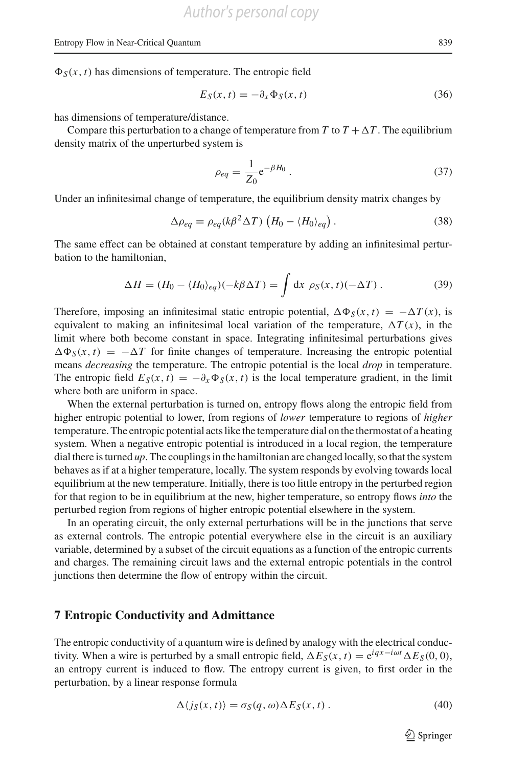$\Phi_S(x, t)$ has dimensions of temperature. The entropic field

$$E_S(x, t) = -\partial_x \Phi_S(x, t) \tag{36}$$

has dimensions of temperature/distance.

Compare this perturbation to a change of temperature from $T$ to $T + \Delta T$. The equilibrium density matrix of the unperturbed system is

$$\rho_{eq} = \frac{1}{Z_0} \mathrm{e}^{-\beta H_0} . \tag{37}$$

Under an infinitesimal change of temperature, the equilibrium density matrix changes by

$$\Delta \rho_{eq} = \rho_{eq} (k \beta^2 \Delta T) \left( H_0 - \langle H_0 \rangle_{eq} \right) . \tag{38}$$

The same effect can be obtained at constant temperature by adding an infinitesimal perturbation to the hamiltonian,

$$\Delta H = (H_0 - \langle H_0 \rangle_{eq})(-k\beta \Delta T) = \int \mathrm{d}x \ \rho_S(x, t)(-\Delta T) . \tag{39}$$

Therefore, imposing an infinitesimal static entropic potential, $\Delta \Phi_S(x, t) = -\Delta T(x)$, is equivalent to making an infinitesimal local variation of the temperature, $\Delta T(x)$, in the limit where both become constant in space. Integrating infinitesimal perturbations gives $\Delta \Phi_S(x, t) = -\Delta T$ for finite changes of temperature. Increasing the entropic potential means *decreasing* the temperature. The entropic potential is the local *drop* in temperature. The entropic field $E_S(x, t) = -\partial_x \Phi_S(x, t)$ is the local temperature gradient, in the limit where both are uniform in space.

When the external perturbation is turned on, entropy flows along the entropic field from higher entropic potential to lower, from regions of *lower* temperature to regions of *higher* temperature. The entropic potential acts like the temperature dial on the thermostat of a heating system. When a negative entropic potential is introduced in a local region, the temperature dial there is turned *up*. The couplings in the hamiltonian are changed locally, so that the system behaves as if at a higher temperature, locally. The system responds by evolving towards local equilibrium at the new temperature. Initially, there is too little entropy in the perturbed region for that region to be in equilibrium at the new, higher temperature, so entropy flows *into* the perturbed region from regions of higher entropic potential elsewhere in the system.

In an operating circuit, the only external perturbations will be in the junctions that serve as external controls. The entropic potential everywhere else in the circuit is an auxiliary variable, determined by a subset of the circuit equations as a function of the entropic currents and charges. The remaining circuit laws and the external entropic potentials in the control junctions then determine the flow of entropy within the circuit.

## 7 Entropic Conductivity and Admittance

The entropic conductivity of a quantum wire is defined by analogy with the electrical conductivity. When a wire is perturbed by a small entropic field, $\Delta E_S(x, t) = \mathrm{e}^{iqx - i\omega t} \Delta E_S(0, 0)$, an entropy current is induced to flow. The entropy current is given, to first order in the perturbation, by a linear response formula

$$\Delta \langle j_S(x, t) \rangle = \sigma_S(q, \omega) \Delta E_S(x, t) . \tag{40}$$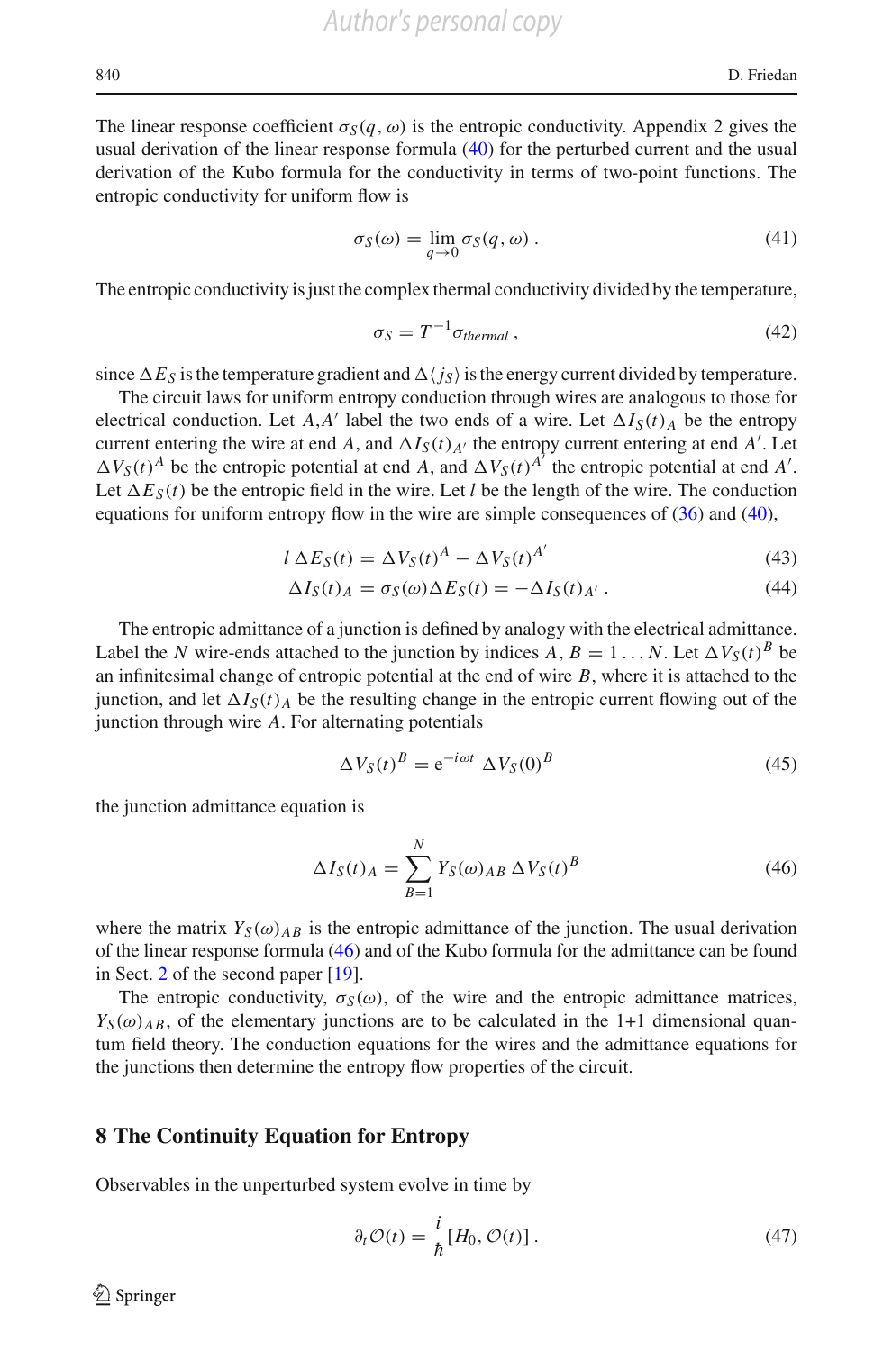The linear response coefficient $\sigma_S(q,\omega)$ is the entropic conductivity. Appendix 2 gives the usual derivation of the linear response formula (40) for the perturbed current and the usual derivation of the Kubo formula for the conductivity in terms of two-point functions. The entropic conductivity for uniform flow is

$$\sigma_S(\omega) = \lim_{q\to 0} \sigma_S(q,\omega)\,. \tag{41}$$

The entropic conductivity is just the complex thermal conductivity divided by the temperature,

$$\sigma_S = T^{-1}\sigma_{thermal}\,, \tag{42}$$

since $\Delta E_S$ is the temperature gradient and $\Delta\langle j_S\rangle$ is the energy current divided by temperature.

The circuit laws for uniform entropy conduction through wires are analogous to those for electrical conduction. Let $A, A'$ label the two ends of a wire. Let $\Delta I_S(t)_A$ be the entropy current entering the wire at end $A$, and $\Delta I_S(t)_{A'}$ the entropy current entering at end $A'$. Let $\Delta V_S(t)^A$ be the entropic potential at end $A$, and $\Delta V_S(t)^{A'}$ the entropic potential at end $A'$. Let $\Delta E_S(t)$ be the entropic field in the wire. Let $l$ be the length of the wire. The conduction equations for uniform entropy flow in the wire are simple consequences of (36) and (40),

$$l\,\Delta E_S(t) = \Delta V_S(t)^A - \Delta V_S(t)^{A'} \tag{43}$$

$$\Delta I_S(t)_A = \sigma_S(\omega)\Delta E_S(t) = -\Delta I_S(t)_{A'}\,. \tag{44}$$

The entropic admittance of a junction is defined by analogy with the electrical admittance. Label the $N$ wire-ends attached to the junction by indices $A, B = 1\ldots N$. Let $\Delta V_S(t)^B$ be an infinitesimal change of entropic potential at the end of wire $B$, where it is attached to the junction, and let $\Delta I_S(t)_A$ be the resulting change in the entropic current flowing out of the junction through wire $A$. For alternating potentials

$$\Delta V_S(t)^B = \mathrm{e}^{-i\omega t}\,\Delta V_S(0)^B \tag{45}$$

the junction admittance equation is

$$\Delta I_S(t)_A = \sum_{B=1}^{N} Y_S(\omega)_{AB}\,\Delta V_S(t)^B \tag{46}$$

where the matrix $Y_S(\omega)_{AB}$ is the entropic admittance of the junction. The usual derivation of the linear response formula (46) and of the Kubo formula for the admittance can be found in Sect. 2 of the second paper [19].

The entropic conductivity, $\sigma_S(\omega)$, of the wire and the entropic admittance matrices, $Y_S(\omega)_{AB}$, of the elementary junctions are to be calculated in the 1+1 dimensional quantum field theory. The conduction equations for the wires and the admittance equations for the junctions then determine the entropy flow properties of the circuit.

## 8 The Continuity Equation for Entropy

Observables in the unperturbed system evolve in time by

$$\partial_t \mathcal{O}(t) = \frac{i}{\hbar}[H_0, \mathcal{O}(t)]\,. \tag{47}$$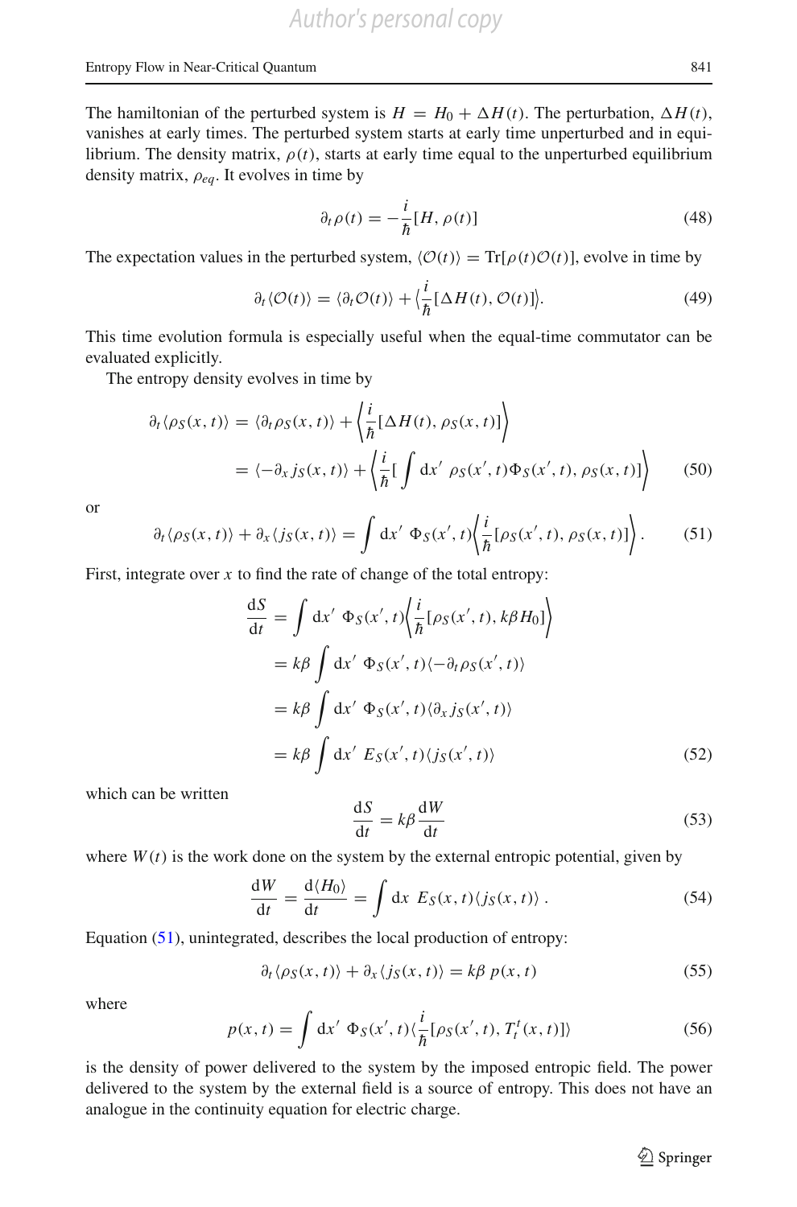The hamiltonian of the perturbed system is $H = H_0 + \Delta H(t)$. The perturbation, $\Delta H(t)$, vanishes at early times. The perturbed system starts at early time unperturbed and in equilibrium. The density matrix, $\rho(t)$, starts at early time equal to the unperturbed equilibrium density matrix, $\rho_{eq}$. It evolves in time by

$$\partial_t \rho(t) = -\frac{i}{\hbar}[H, \rho(t)] \tag{48}$$

The expectation values in the perturbed system, $\langle \mathcal{O}(t) \rangle = \mathrm{Tr}[\rho(t)\mathcal{O}(t)]$, evolve in time by

$$\partial_t \langle \mathcal{O}(t) \rangle = \langle \partial_t \mathcal{O}(t) \rangle + \left\langle \frac{i}{\hbar}[\Delta H(t), \mathcal{O}(t)] \right\rangle. \tag{49}$$

This time evolution formula is especially useful when the equal-time commutator can be evaluated explicitly.

The entropy density evolves in time by

$$\begin{aligned}
\partial_t \langle \rho_S(x,t) \rangle &= \langle \partial_t \rho_S(x,t) \rangle + \left\langle \frac{i}{\hbar}[\Delta H(t), \rho_S(x,t)] \right\rangle \\
&= \langle -\partial_x j_S(x,t) \rangle + \left\langle \frac{i}{\hbar}\left[ \int \mathrm{d}x' \ \rho_S(x',t) \Phi_S(x',t), \rho_S(x,t) \right] \right\rangle
\end{aligned} \tag{50}$$

or

$$\partial_t \langle \rho_S(x,t) \rangle + \partial_x \langle j_S(x,t) \rangle = \int \mathrm{d}x' \ \Phi_S(x',t) \left\langle \frac{i}{\hbar}[\rho_S(x',t), \rho_S(x,t)] \right\rangle. \tag{51}$$

First, integrate over $x$ to find the rate of change of the total entropy:

$$\begin{aligned}
\frac{\mathrm{d}S}{\mathrm{d}t} &= \int \mathrm{d}x' \ \Phi_S(x',t) \left\langle \frac{i}{\hbar}[\rho_S(x',t), k\beta H_0] \right\rangle \\
&= k\beta \int \mathrm{d}x' \ \Phi_S(x',t) \langle -\partial_t \rho_S(x',t) \rangle \\
&= k\beta \int \mathrm{d}x' \ \Phi_S(x',t) \langle \partial_x j_S(x',t) \rangle \\
&= k\beta \int \mathrm{d}x' \ E_S(x',t) \langle j_S(x',t) \rangle
\end{aligned} \tag{52}$$

which can be written

$$\frac{\mathrm{d}S}{\mathrm{d}t} = k\beta \frac{\mathrm{d}W}{\mathrm{d}t} \tag{53}$$

where $W(t)$ is the work done on the system by the external entropic potential, given by

$$\frac{\mathrm{d}W}{\mathrm{d}t} = \frac{\mathrm{d}\langle H_0 \rangle}{\mathrm{d}t} = \int \mathrm{d}x \ E_S(x,t) \langle j_S(x,t) \rangle \,. \tag{54}$$

Equation (51), unintegrated, describes the local production of entropy:

$$\partial_t \langle \rho_S(x,t) \rangle + \partial_x \langle j_S(x,t) \rangle = k\beta \, p(x,t) \tag{55}$$

where

$$p(x,t) = \int \mathrm{d}x' \ \Phi_S(x',t) \langle \frac{i}{\hbar}[\rho_S(x',t), T_t^t(x,t)] \rangle \tag{56}$$

is the density of power delivered to the system by the imposed entropic field. The power delivered to the system by the external field is a source of entropy. This does not have an analogue in the continuity equation for electric charge.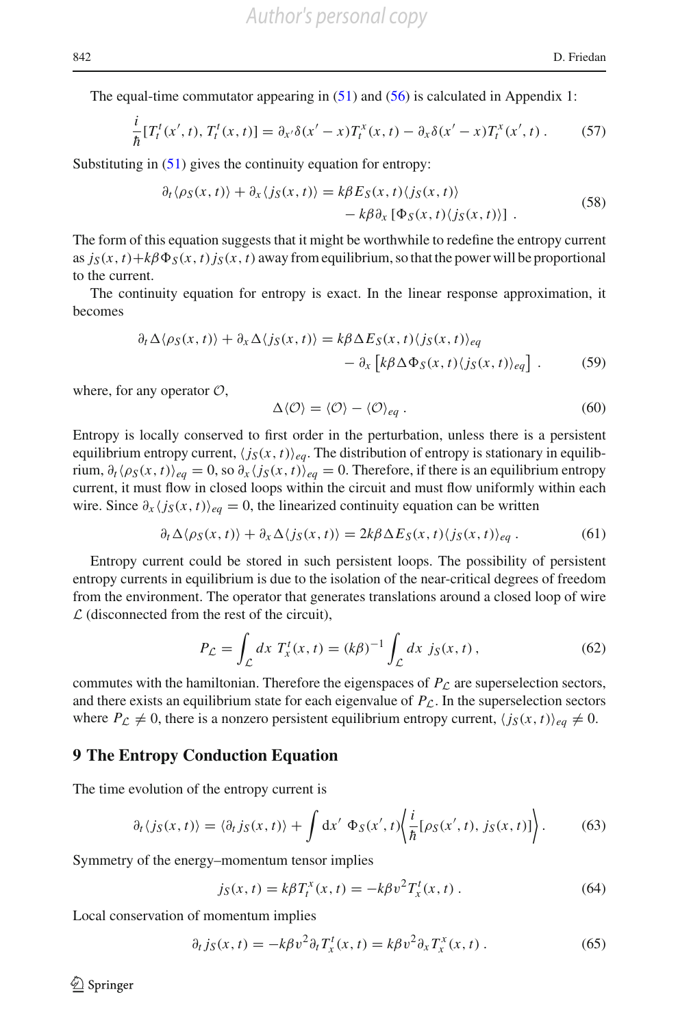The equal-time commutator appearing in (51) and (56) is calculated in Appendix 1:

$$\frac{i}{\hbar}[T_t^t(x',t), T_t^t(x,t)] = \partial_{x'}\delta(x'-x)T_t^x(x,t) - \partial_x\delta(x'-x)T_t^x(x',t)\,. \tag{57}$$

Substituting in (51) gives the continuity equation for entropy:

$$\begin{aligned}\partial_t\langle\rho_S(x,t)\rangle + \partial_x\langle j_S(x,t)\rangle = k\beta E_S(x,t)\langle j_S(x,t)\rangle \\ - k\beta\partial_x\left[\Phi_S(x,t)\langle j_S(x,t)\rangle\right]\,.\end{aligned} \tag{58}$$

The form of this equation suggests that it might be worthwhile to redefine the entropy current as $j_S(x,t)+k\beta\Phi_S(x,t)j_S(x,t)$ away from equilibrium, so that the power will be proportional to the current.

The continuity equation for entropy is exact. In the linear response approximation, it becomes

$$\begin{aligned}\partial_t\Delta\langle\rho_S(x,t)\rangle + \partial_x\Delta\langle j_S(x,t)\rangle = k\beta\Delta E_S(x,t)\langle j_S(x,t)\rangle_{eq} \\ - \partial_x\left[k\beta\Delta\Phi_S(x,t)\langle j_S(x,t)\rangle_{eq}\right]\,.\end{aligned} \tag{59}$$

where, for any operator $\mathcal{O}$,

$$\Delta\langle\mathcal{O}\rangle = \langle\mathcal{O}\rangle - \langle\mathcal{O}\rangle_{eq}\,. \tag{60}$$

Entropy is locally conserved to first order in the perturbation, unless there is a persistent equilibrium entropy current, $\langle j_S(x,t)\rangle_{eq}$. The distribution of entropy is stationary in equilibrium, $\partial_t\langle\rho_S(x,t)\rangle_{eq}=0$, so $\partial_x\langle j_S(x,t)\rangle_{eq}=0$. Therefore, if there is an equilibrium entropy current, it must flow in closed loops within the circuit and must flow uniformly within each wire. Since $\partial_x\langle j_S(x,t)\rangle_{eq}=0$, the linearized continuity equation can be written

$$\partial_t\Delta\langle\rho_S(x,t)\rangle + \partial_x\Delta\langle j_S(x,t)\rangle = 2k\beta\Delta E_S(x,t)\langle j_S(x,t)\rangle_{eq}\,. \tag{61}$$

Entropy current could be stored in such persistent loops. The possibility of persistent entropy currents in equilibrium is due to the isolation of the near-critical degrees of freedom from the environment. The operator that generates translations around a closed loop of wire $\mathcal{L}$ (disconnected from the rest of the circuit),

$$P_{\mathcal{L}} = \int_{\mathcal{L}} dx\; T_x^t(x,t) = (k\beta)^{-1}\int_{\mathcal{L}} dx\; j_S(x,t)\,, \tag{62}$$

commutes with the hamiltonian. Therefore the eigenspaces of $P_{\mathcal{L}}$ are superselection sectors, and there exists an equilibrium state for each eigenvalue of $P_{\mathcal{L}}$. In the superselection sectors where $P_{\mathcal{L}}\neq 0$, there is a nonzero persistent equilibrium entropy current, $\langle j_S(x,t)\rangle_{eq}\neq 0$.

## 9 The Entropy Conduction Equation

The time evolution of the entropy current is

$$\partial_t\langle j_S(x,t)\rangle = \langle\partial_t j_S(x,t)\rangle + \int \mathrm{d}x'\;\Phi_S(x',t)\left\langle\frac{i}{\hbar}[\rho_S(x',t), j_S(x,t)]\right\rangle. \tag{63}$$

Symmetry of the energy–momentum tensor implies

$$j_S(x,t) = k\beta T_t^x(x,t) = -k\beta v^2 T_x^t(x,t)\,. \tag{64}$$

Local conservation of momentum implies

$$\partial_t j_S(x,t) = -k\beta v^2\partial_t T_x^t(x,t) = k\beta v^2\partial_x T_x^x(x,t)\,. \tag{65}$$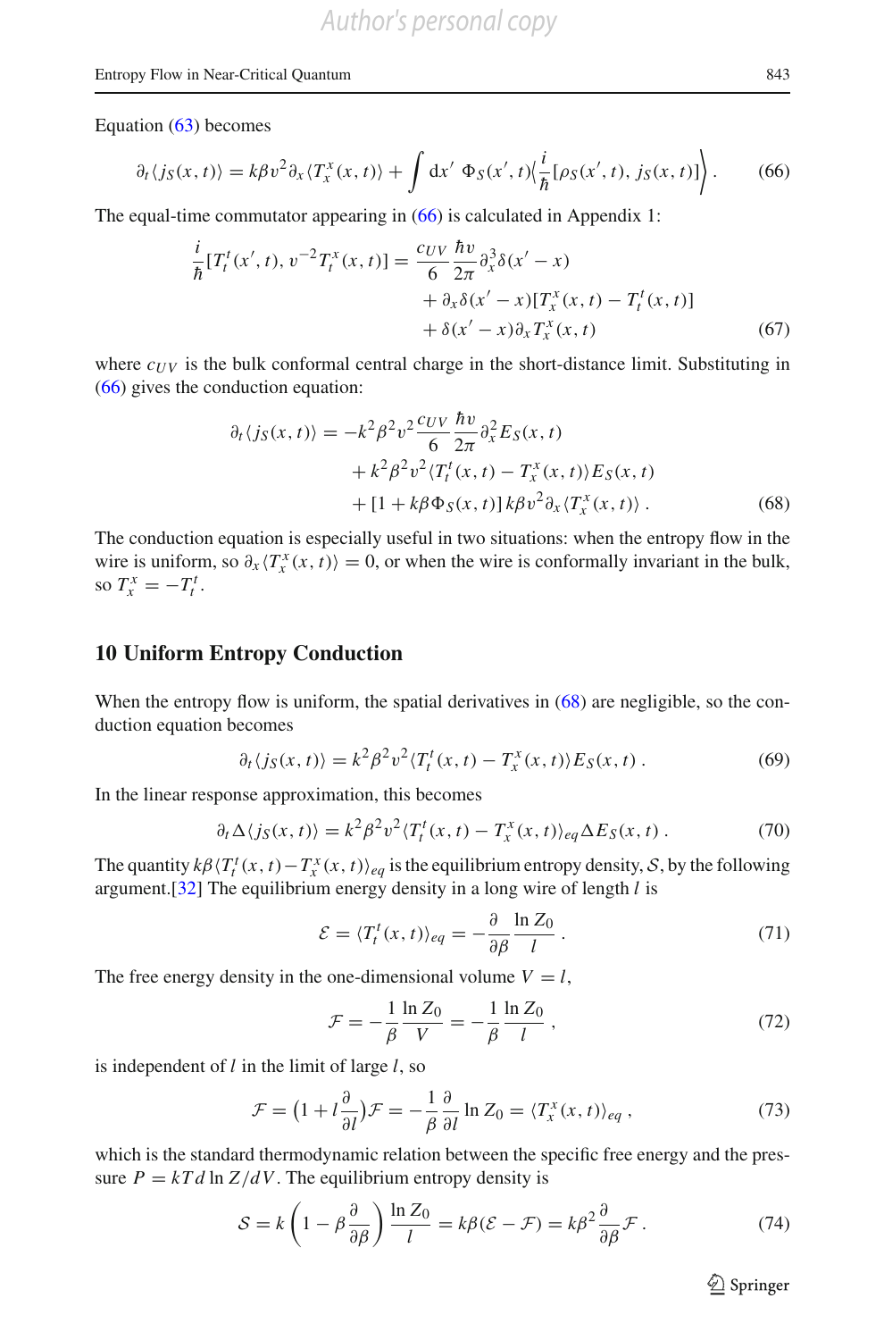Equation (63) becomes

$$\partial_t \langle j_S(x,t)\rangle = k\beta v^2 \partial_x \langle T^x_x(x,t)\rangle + \int \mathrm{d}x' \; \Phi_S(x',t) \Big\langle \frac{i}{\hbar}[\rho_S(x',t), j_S(x,t)] \Big\rangle . \tag{66}$$

The equal-time commutator appearing in (66) is calculated in Appendix 1:

$$\begin{aligned} \frac{i}{\hbar}[T^t_t(x',t), v^{-2} T^x_t(x,t)] = \frac{c_{UV}}{6}\frac{\hbar v}{2\pi}\partial_x^3 \delta(x'-x) \\ + \partial_x \delta(x'-x)[T^x_x(x,t) - T^t_t(x,t)] \\ + \delta(x'-x)\partial_x T^x_x(x,t) \end{aligned} \tag{67}$$

where $c_{UV}$ is the bulk conformal central charge in the short-distance limit. Substituting in (66) gives the conduction equation:

$$\begin{aligned} \partial_t \langle j_S(x,t)\rangle = -k^2\beta^2 v^2 \frac{c_{UV}}{6}\frac{\hbar v}{2\pi}\partial_x^2 E_S(x,t) \\ + k^2\beta^2 v^2 \langle T^t_t(x,t) - T^x_x(x,t)\rangle E_S(x,t) \\ + [1 + k\beta \Phi_S(x,t)]\, k\beta v^2 \partial_x \langle T^x_x(x,t)\rangle . \end{aligned} \tag{68}$$

The conduction equation is especially useful in two situations: when the entropy flow in the wire is uniform, so $\partial_x \langle T^x_x(x,t)\rangle = 0$, or when the wire is conformally invariant in the bulk, so $T^x_x = -T^t_t$.

## 10 Uniform Entropy Conduction

When the entropy flow is uniform, the spatial derivatives in (68) are negligible, so the conduction equation becomes

$$\partial_t \langle j_S(x,t)\rangle = k^2\beta^2 v^2 \langle T^t_t(x,t) - T^x_x(x,t)\rangle E_S(x,t) . \tag{69}$$

In the linear response approximation, this becomes

$$\partial_t \Delta\langle j_S(x,t)\rangle = k^2\beta^2 v^2 \langle T^t_t(x,t) - T^x_x(x,t)\rangle_{eq} \Delta E_S(x,t) . \tag{70}$$

The quantity $k\beta\langle T^t_t(x,t) - T^x_x(x,t)\rangle_{eq}$ is the equilibrium entropy density, $\mathcal{S}$, by the following argument.[32] The equilibrium energy density in a long wire of length $l$ is

$$\mathcal{E} = \langle T^t_t(x,t)\rangle_{eq} = -\frac{\partial}{\partial\beta}\frac{\ln Z_0}{l} . \tag{71}$$

The free energy density in the one-dimensional volume $V = l$,

$$\mathcal{F} = -\frac{1}{\beta}\frac{\ln Z_0}{V} = -\frac{1}{\beta}\frac{\ln Z_0}{l} , \tag{72}$$

is independent of $l$ in the limit of large $l$, so

$$\mathcal{F} = \big(1 + l\frac{\partial}{\partial l}\big)\mathcal{F} = -\frac{1}{\beta}\frac{\partial}{\partial l}\ln Z_0 = \langle T^x_x(x,t)\rangle_{eq} , \tag{73}$$

which is the standard thermodynamic relation between the specific free energy and the pressure $P = kTd\ln Z/dV$. The equilibrium entropy density is

$$\mathcal{S} = k\left(1 - \beta\frac{\partial}{\partial\beta}\right)\frac{\ln Z_0}{l} = k\beta(\mathcal{E} - \mathcal{F}) = k\beta^2\frac{\partial}{\partial\beta}\mathcal{F} . \tag{74}$$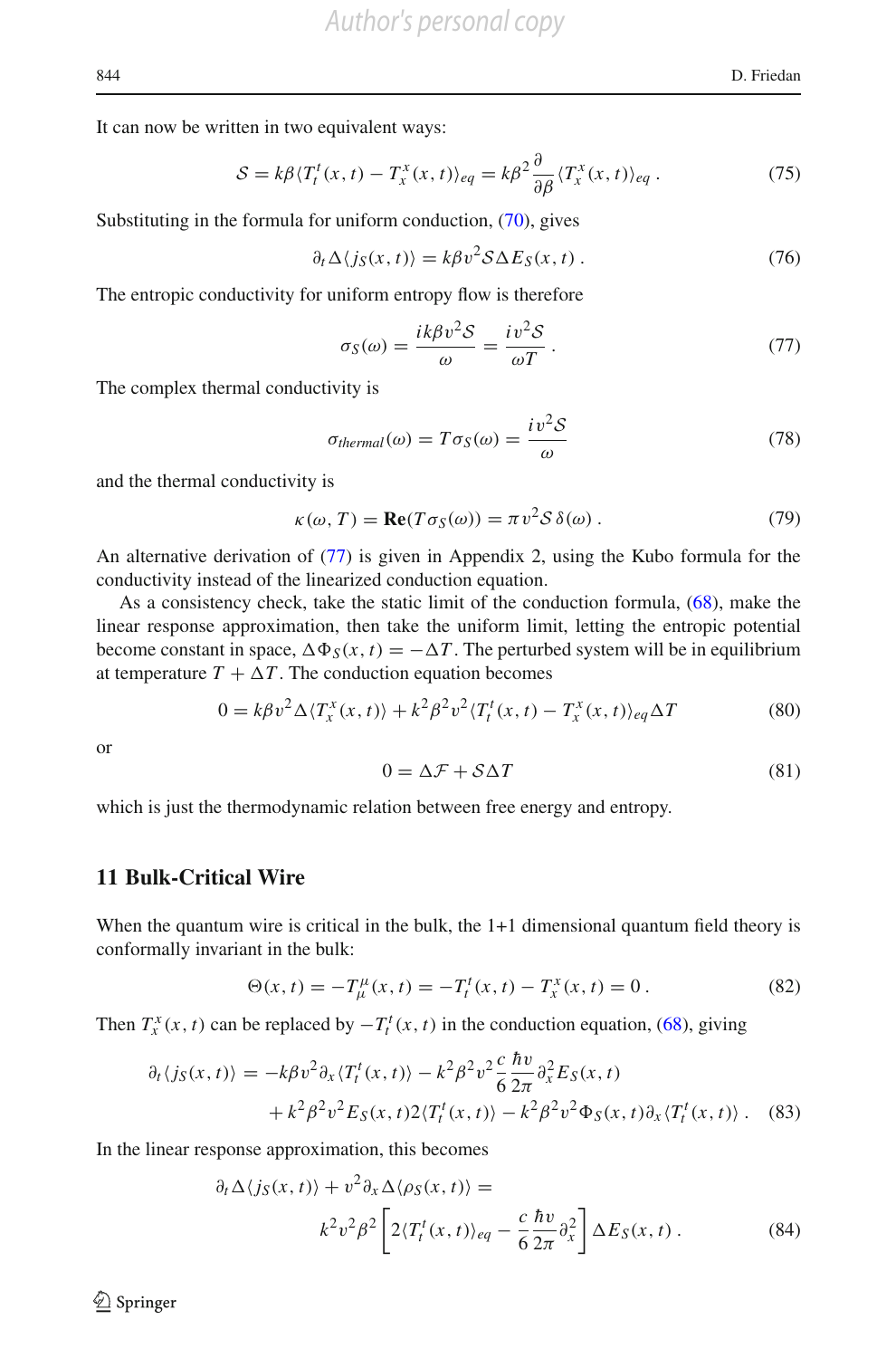It can now be written in two equivalent ways:

$$\mathcal{S} = k\beta \langle T^t_t(x,t) - T^x_x(x,t)\rangle_{eq} = k\beta^2 \frac{\partial}{\partial \beta}\langle T^x_x(x,t)\rangle_{eq} \,. \tag{75}$$

Substituting in the formula for uniform conduction, (70), gives

$$\partial_t \Delta\langle j_S(x,t)\rangle = k\beta v^2 \mathcal{S}\Delta E_S(x,t)\,. \tag{76}$$

The entropic conductivity for uniform entropy flow is therefore

$$\sigma_S(\omega) = \frac{ik\beta v^2 \mathcal{S}}{\omega} = \frac{iv^2\mathcal{S}}{\omega T}\,. \tag{77}$$

The complex thermal conductivity is

$$\sigma_{thermal}(\omega) = T\sigma_S(\omega) = \frac{iv^2\mathcal{S}}{\omega} \tag{78}$$

and the thermal conductivity is

$$\kappa(\omega, T) = \mathbf{Re}(T\sigma_S(\omega)) = \pi v^2 \mathcal{S}\,\delta(\omega)\,. \tag{79}$$

An alternative derivation of (77) is given in Appendix 2, using the Kubo formula for the conductivity instead of the linearized conduction equation.

As a consistency check, take the static limit of the conduction formula, (68), make the linear response approximation, then take the uniform limit, letting the entropic potential become constant in space, $\Delta\Phi_S(x,t) = -\Delta T$. The perturbed system will be in equilibrium at temperature $T + \Delta T$. The conduction equation becomes

$$0 = k\beta v^2 \Delta\langle T^x_x(x,t)\rangle + k^2\beta^2 v^2 \langle T^t_t(x,t) - T^x_x(x,t)\rangle_{eq}\Delta T \tag{80}$$

or

$$0 = \Delta\mathcal{F} + \mathcal{S}\Delta T \tag{81}$$

which is just the thermodynamic relation between free energy and entropy.

## 11 Bulk-Critical Wire

When the quantum wire is critical in the bulk, the 1+1 dimensional quantum field theory is conformally invariant in the bulk:

$$\Theta(x,t) = -T^\mu_\mu(x,t) = -T^t_t(x,t) - T^x_x(x,t) = 0\,. \tag{82}$$

Then $T^x_x(x,t)$ can be replaced by $-T^t_t(x,t)$ in the conduction equation, (68), giving

$$\begin{aligned}\partial_t\langle j_S(x,t)\rangle = &-k\beta v^2 \partial_x\langle T^t_t(x,t)\rangle - k^2\beta^2 v^2 \frac{c}{6}\frac{\hbar v}{2\pi}\partial_x^2 E_S(x,t)\\ &+ k^2\beta^2 v^2 E_S(x,t) 2\langle T^t_t(x,t)\rangle - k^2\beta^2 v^2 \Phi_S(x,t)\partial_x\langle T^t_t(x,t)\rangle\,.\end{aligned} \tag{83}$$

In the linear response approximation, this becomes

$$\begin{aligned}\partial_t\Delta\langle j_S(x,t)\rangle + v^2\partial_x\Delta\langle\rho_S(x,t)\rangle =&\\ k^2 v^2\beta^2&\left[2\langle T^t_t(x,t)\rangle_{eq} - \frac{c}{6}\frac{\hbar v}{2\pi}\partial_x^2\right]\Delta E_S(x,t)\,.\end{aligned} \tag{84}$$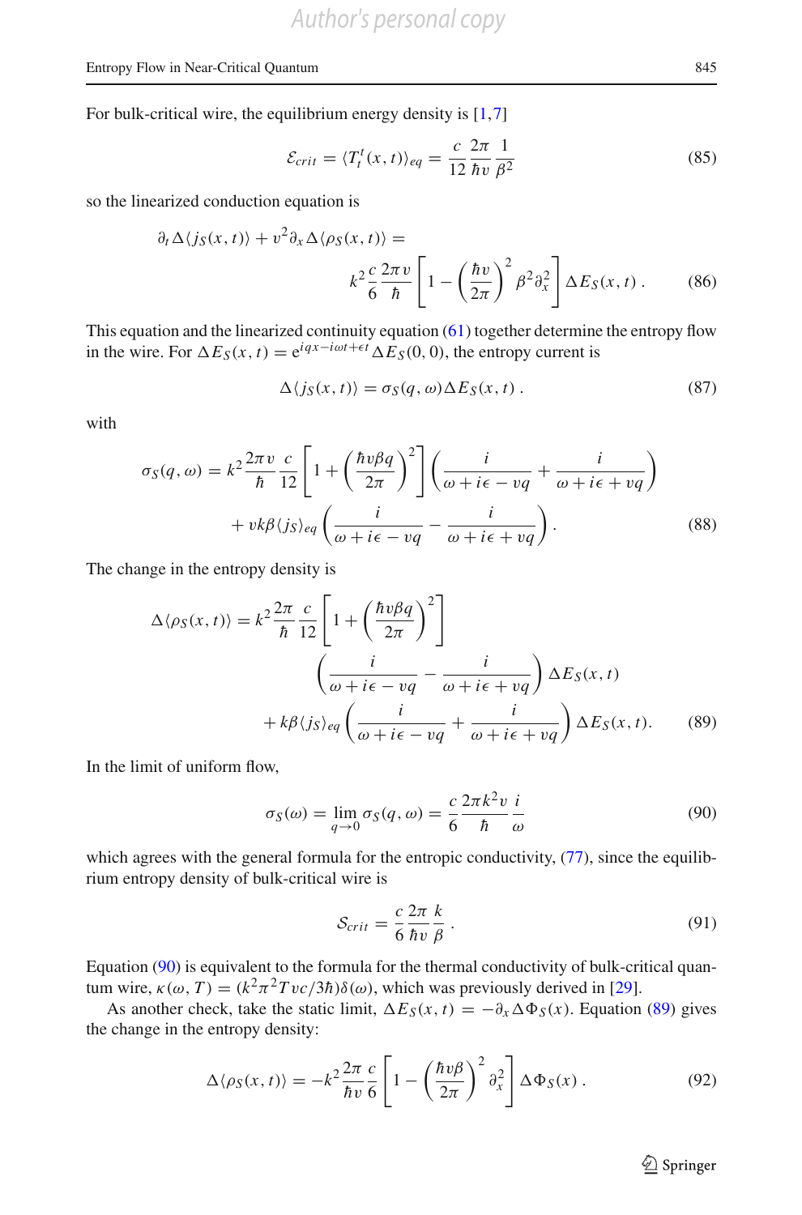For bulk-critical wire, the equilibrium energy density is [1,7]

$$
\mathcal{E}_{crit} = \langle T_t^t(x,t)\rangle_{eq} = \frac{c}{12}\frac{2\pi}{\hbar v}\frac{1}{\beta^2} \tag{85}
$$

so the linearized conduction equation is

$$
\partial_t \Delta\langle j_S(x,t)\rangle + v^2 \partial_x \Delta\langle \rho_S(x,t)\rangle = k^2 \frac{c}{6}\frac{2\pi v}{\hbar}\left[1 - \left(\frac{\hbar v}{2\pi}\right)^2 \beta^2 \partial_x^2\right]\Delta E_S(x,t)\,. \tag{86}
$$

This equation and the linearized continuity equation (61) together determine the entropy flow in the wire. For $\Delta E_S(x,t) = \mathrm{e}^{iqx - i\omega t + \epsilon t}\Delta E_S(0,0)$, the entropy current is

$$
\Delta\langle j_S(x,t)\rangle = \sigma_S(q,\omega)\Delta E_S(x,t)\,. \tag{87}
$$

with

$$
\begin{aligned}
\sigma_S(q,\omega) = {} & k^2 \frac{2\pi v}{\hbar}\frac{c}{12}\left[1 + \left(\frac{\hbar v \beta q}{2\pi}\right)^2\right]\left(\frac{i}{\omega + i\epsilon - vq} + \frac{i}{\omega + i\epsilon + vq}\right) \\
& + vk\beta\langle j_S\rangle_{eq}\left(\frac{i}{\omega + i\epsilon - vq} - \frac{i}{\omega + i\epsilon + vq}\right).
\end{aligned} \tag{88}
$$

The change in the entropy density is

$$
\begin{aligned}
\Delta\langle \rho_S(x,t)\rangle = {} & k^2 \frac{2\pi}{\hbar}\frac{c}{12}\left[1 + \left(\frac{\hbar v \beta q}{2\pi}\right)^2\right] \\
& \left(\frac{i}{\omega + i\epsilon - vq} - \frac{i}{\omega + i\epsilon + vq}\right)\Delta E_S(x,t) \\
& + k\beta\langle j_S\rangle_{eq}\left(\frac{i}{\omega + i\epsilon - vq} + \frac{i}{\omega + i\epsilon + vq}\right)\Delta E_S(x,t).
\end{aligned} \tag{89}
$$

In the limit of uniform flow,

$$
\sigma_S(\omega) = \lim_{q\to 0}\sigma_S(q,\omega) = \frac{c}{6}\frac{2\pi k^2 v}{\hbar}\frac{i}{\omega} \tag{90}
$$

which agrees with the general formula for the entropic conductivity, (77), since the equilibrium entropy density of bulk-critical wire is

$$
\mathcal{S}_{crit} = \frac{c}{6}\frac{2\pi}{\hbar v}\frac{k}{\beta}\,. \tag{91}
$$

Equation (90) is equivalent to the formula for the thermal conductivity of bulk-critical quantum wire, $\kappa(\omega,T) = (k^2\pi^2 T v c/3\hbar)\delta(\omega)$, which was previously derived in [29].

As another check, take the static limit, $\Delta E_S(x,t) = -\partial_x \Delta\Phi_S(x)$. Equation (89) gives the change in the entropy density:

$$
\Delta\langle \rho_S(x,t)\rangle = -k^2 \frac{2\pi}{\hbar v}\frac{c}{6}\left[1 - \left(\frac{\hbar v \beta}{2\pi}\right)^2 \partial_x^2\right]\Delta\Phi_S(x)\,. \tag{92}
$$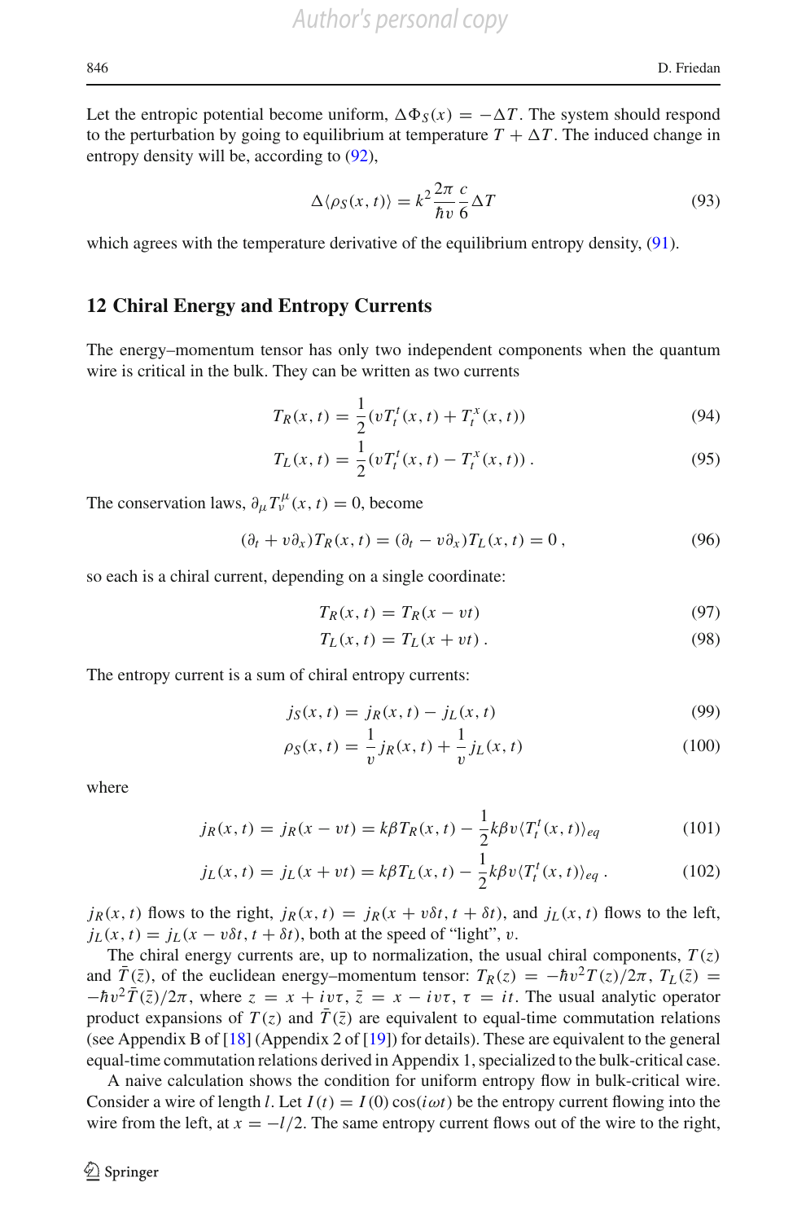Let the entropic potential become uniform, $\Delta\Phi_S(x) = -\Delta T$. The system should respond to the perturbation by going to equilibrium at temperature $T + \Delta T$. The induced change in entropy density will be, according to (92),

$$\Delta\langle\rho_S(x,t)\rangle = k^2 \frac{2\pi}{\hbar v}\frac{c}{6}\Delta T \tag{93}$$

which agrees with the temperature derivative of the equilibrium entropy density, (91).

## 12 Chiral Energy and Entropy Currents

The energy–momentum tensor has only two independent components when the quantum wire is critical in the bulk. They can be written as two currents

$$T_R(x,t) = \frac{1}{2}(vT_t^t(x,t) + T_t^x(x,t)) \tag{94}$$

$$T_L(x,t) = \frac{1}{2}(vT_t^t(x,t) - T_t^x(x,t))\,. \tag{95}$$

The conservation laws, $\partial_\mu T_\nu^\mu(x,t) = 0$, become

$$(\partial_t + v\partial_x)T_R(x,t) = (\partial_t - v\partial_x)T_L(x,t) = 0\,, \tag{96}$$

so each is a chiral current, depending on a single coordinate:

$$T_R(x,t) = T_R(x - vt) \tag{97}$$

$$T_L(x,t) = T_L(x + vt)\,. \tag{98}$$

The entropy current is a sum of chiral entropy currents:

$$j_S(x,t) = j_R(x,t) - j_L(x,t) \tag{99}$$

$$\rho_S(x,t) = \frac{1}{v}j_R(x,t) + \frac{1}{v}j_L(x,t) \tag{100}$$

where

$$j_R(x,t) = j_R(x - vt) = k\beta T_R(x,t) - \frac{1}{2}k\beta v\langle T_t^t(x,t)\rangle_{eq} \tag{101}$$

$$j_L(x,t) = j_L(x + vt) = k\beta T_L(x,t) - \frac{1}{2}k\beta v\langle T_t^t(x,t)\rangle_{eq}\,. \tag{102}$$

$j_R(x,t)$ flows to the right, $j_R(x,t) = j_R(x + v\delta t, t + \delta t)$, and $j_L(x,t)$ flows to the left, $j_L(x,t) = j_L(x - v\delta t, t + \delta t)$, both at the speed of "light", $v$.

The chiral energy currents are, up to normalization, the usual chiral components, $T(z)$ and $\bar{T}(\bar{z})$, of the euclidean energy–momentum tensor: $T_R(z) = -\hbar v^2 T(z)/2\pi$, $T_L(\bar{z}) = -\hbar v^2 \bar{T}(\bar{z})/2\pi$, where $z = x + iv\tau$, $\bar{z} = x - iv\tau$, $\tau = it$. The usual analytic operator product expansions of $T(z)$ and $\bar{T}(\bar{z})$ are equivalent to equal-time commutation relations (see Appendix B of [18] (Appendix 2 of [19]) for details). These are equivalent to the general equal-time commutation relations derived in Appendix 1, specialized to the bulk-critical case.

A naive calculation shows the condition for uniform entropy flow in bulk-critical wire. Consider a wire of length $l$. Let $I(t) = I(0)\cos(i\omega t)$ be the entropy current flowing into the wire from the left, at $x = -l/2$. The same entropy current flows out of the wire to the right,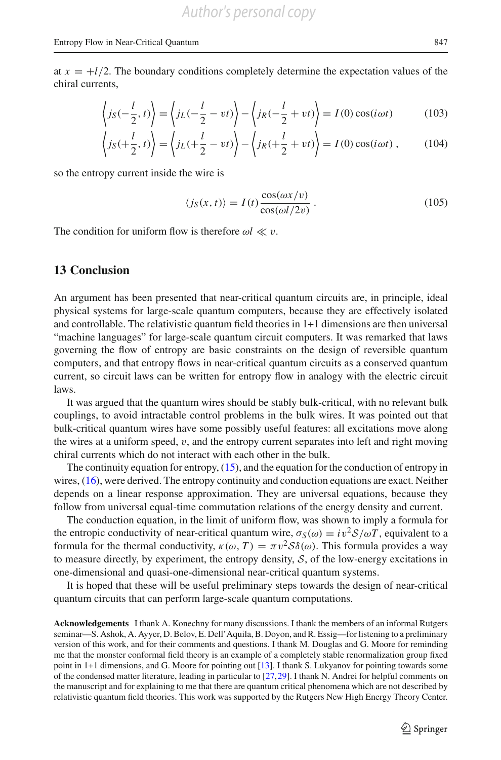at $x = +l/2$. The boundary conditions completely determine the expectation values of the chiral currents,

$$\left\langle j_S(-\frac{l}{2}, t)\right\rangle = \left\langle j_L(-\frac{l}{2} - vt)\right\rangle - \left\langle j_R(-\frac{l}{2} + vt)\right\rangle = I(0)\cos(i\omega t) \tag{103}$$

$$\left\langle j_S(+\frac{l}{2}, t)\right\rangle = \left\langle j_L(+\frac{l}{2} - vt)\right\rangle - \left\langle j_R(+\frac{l}{2} + vt)\right\rangle = I(0)\cos(i\omega t)\ , \tag{104}$$

so the entropy current inside the wire is

$$\langle j_S(x, t)\rangle = I(t)\frac{\cos(\omega x/v)}{\cos(\omega l/2v)}\ . \tag{105}$$

The condition for uniform flow is therefore $\omega l \ll v$.

## 13 Conclusion

An argument has been presented that near-critical quantum circuits are, in principle, ideal physical systems for large-scale quantum computers, because they are effectively isolated and controllable. The relativistic quantum field theories in 1+1 dimensions are then universal "machine languages" for large-scale quantum circuit computers. It was remarked that laws governing the flow of entropy are basic constraints on the design of reversible quantum computers, and that entropy flows in near-critical quantum circuits as a conserved quantum current, so circuit laws can be written for entropy flow in analogy with the electric circuit laws.

It was argued that the quantum wires should be stably bulk-critical, with no relevant bulk couplings, to avoid intractable control problems in the bulk wires. It was pointed out that bulk-critical quantum wires have some possibly useful features: all excitations move along the wires at a uniform speed, $v$, and the entropy current separates into left and right moving chiral currents which do not interact with each other in the bulk.

The continuity equation for entropy, (15), and the equation for the conduction of entropy in wires, (16), were derived. The entropy continuity and conduction equations are exact. Neither depends on a linear response approximation. They are universal equations, because they follow from universal equal-time commutation relations of the energy density and current.

The conduction equation, in the limit of uniform flow, was shown to imply a formula for the entropic conductivity of near-critical quantum wire, $\sigma_S(\omega) = iv^2\mathcal{S}/\omega T$, equivalent to a formula for the thermal conductivity, $\kappa(\omega, T) = \pi v^2\mathcal{S}\delta(\omega)$. This formula provides a way to measure directly, by experiment, the entropy density, $\mathcal{S}$, of the low-energy excitations in one-dimensional and quasi-one-dimensional near-critical quantum systems.

It is hoped that these will be useful preliminary steps towards the design of near-critical quantum circuits that can perform large-scale quantum computations.

**Acknowledgements** I thank A. Konechny for many discussions. I thank the members of an informal Rutgers seminar—S. Ashok, A. Ayyer, D. Belov, E. Dell'Aquila, B. Doyon, and R. Essig—for listening to a preliminary version of this work, and for their comments and questions. I thank M. Douglas and G. Moore for reminding me that the monster conformal field theory is an example of a completely stable renormalization group fixed point in 1+1 dimensions, and G. Moore for pointing out [13]. I thank S. Lukyanov for pointing towards some of the condensed matter literature, leading in particular to [27,29]. I thank N. Andrei for helpful comments on the manuscript and for explaining to me that there are quantum critical phenomena which are not described by relativistic quantum field theories. This work was supported by the Rutgers New High Energy Theory Center.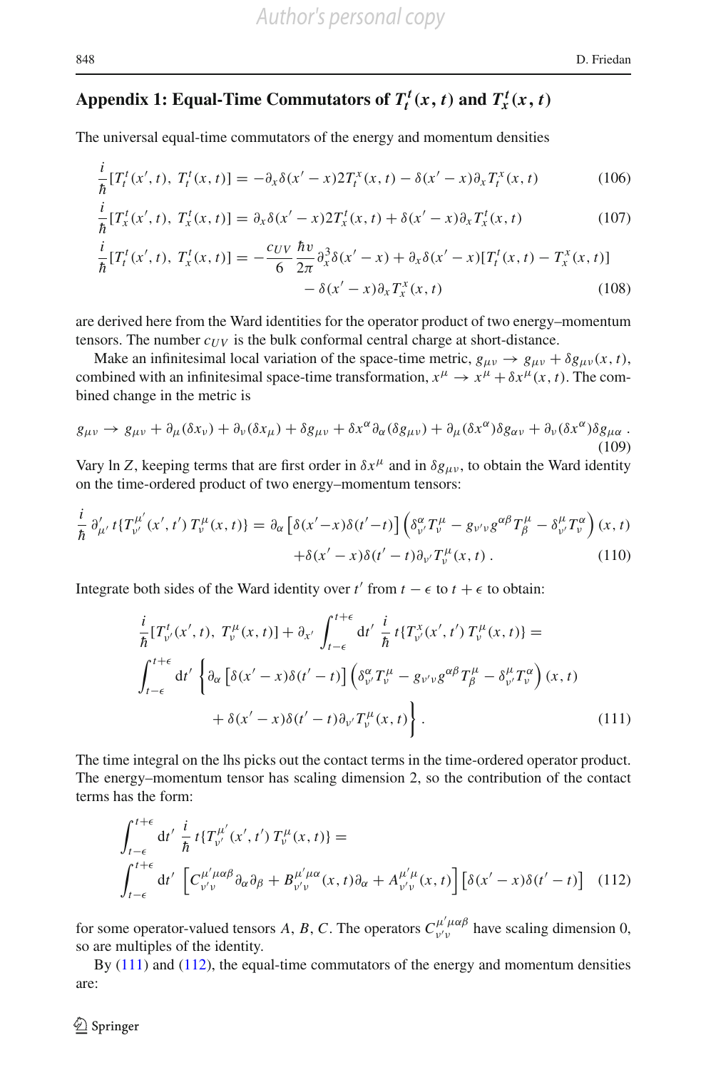## Appendix 1: Equal-Time Commutators of $T_t^t(x,t)$ and $T_x^t(x,t)$

The universal equal-time commutators of the energy and momentum densities

$$\frac{i}{\hbar}[T_t^t(x',t),\, T_t^t(x,t)] = -\partial_x \delta(x'-x) 2T_t^x(x,t) - \delta(x'-x)\partial_x T_t^x(x,t) \tag{106}$$

$$\frac{i}{\hbar}[T_x^t(x',t),\, T_x^t(x,t)] = \partial_x \delta(x'-x) 2T_x^t(x,t) + \delta(x'-x)\partial_x T_x^t(x,t) \tag{107}$$

$$\begin{aligned}\frac{i}{\hbar}[T_t^t(x',t),\, T_x^t(x,t)] = -\frac{c_{UV}}{6}\frac{\hbar v}{2\pi}\partial_x^3 \delta(x'-x) + \partial_x \delta(x'-x)[T_t^t(x,t) - T_x^x(x,t)] \\ - \delta(x'-x)\partial_x T_x^x(x,t)\end{aligned} \tag{108}$$

are derived here from the Ward identities for the operator product of two energy–momentum tensors. The number $c_{UV}$ is the bulk conformal central charge at short-distance.

Make an infinitesimal local variation of the space-time metric, $g_{\mu\nu} \to g_{\mu\nu} + \delta g_{\mu\nu}(x,t)$, combined with an infinitesimal space-time transformation, $x^\mu \to x^\mu + \delta x^\mu(x,t)$. The combined change in the metric is

$$g_{\mu\nu} \to g_{\mu\nu} + \partial_\mu(\delta x_\nu) + \partial_\nu(\delta x_\mu) + \delta g_{\mu\nu} + \delta x^\alpha \partial_\alpha(\delta g_{\mu\nu}) + \partial_\mu(\delta x^\alpha)\delta g_{\alpha\nu} + \partial_\nu(\delta x^\alpha)\delta g_{\mu\alpha}\,. \tag{109}$$

Vary $\ln Z$, keeping terms that are first order in $\delta x^\mu$ and in $\delta g_{\mu\nu}$, to obtain the Ward identity on the time-ordered product of two energy–momentum tensors:

$$\begin{aligned}\frac{i}{\hbar}\partial'_{\mu'}\, t\{T_{\nu'}^{\mu'}(x',t')\, T_\nu^\mu(x,t)\} = \partial_\alpha\left[\delta(x'-x)\delta(t'-t)\right]\left(\delta_{\nu'}^\alpha T_\nu^\mu - g_{\nu'\nu}g^{\alpha\beta}T_\beta^\mu - \delta_{\nu'}^\mu T_\nu^\alpha\right)(x,t) \\ + \delta(x'-x)\delta(t'-t)\partial_{\nu'}T_\nu^\mu(x,t)\,.\end{aligned} \tag{110}$$

Integrate both sides of the Ward identity over $t'$ from $t-\epsilon$ to $t+\epsilon$ to obtain:

$$\begin{aligned}&\frac{i}{\hbar}[T_{\nu'}^t(x',t),\, T_\nu^\mu(x,t)] + \partial_{x'}\int_{t-\epsilon}^{t+\epsilon} \mathrm{d}t'\ \frac{i}{\hbar}\, t\{T_{\nu'}^x(x',t')\, T_\nu^\mu(x,t)\} = \\ &\int_{t-\epsilon}^{t+\epsilon}\mathrm{d}t'\ \Big\{\partial_\alpha\left[\delta(x'-x)\delta(t'-t)\right]\left(\delta_{\nu'}^\alpha T_\nu^\mu - g_{\nu'\nu}g^{\alpha\beta}T_\beta^\mu - \delta_{\nu'}^\mu T_\nu^\alpha\right)(x,t) \\ &\qquad + \delta(x'-x)\delta(t'-t)\partial_{\nu'}T_\nu^\mu(x,t)\Big\}\,.\end{aligned} \tag{111}$$

The time integral on the lhs picks out the contact terms in the time-ordered operator product. The energy–momentum tensor has scaling dimension 2, so the contribution of the contact terms has the form:

$$\begin{aligned}&\int_{t-\epsilon}^{t+\epsilon}\mathrm{d}t'\ \frac{i}{\hbar}\, t\{T_{\nu'}^{\mu'}(x',t')\, T_\nu^\mu(x,t)\} = \\ &\int_{t-\epsilon}^{t+\epsilon}\mathrm{d}t'\ \left[C_{\nu'\nu}^{\mu'\mu\alpha\beta}\partial_\alpha\partial_\beta + B_{\nu'\nu}^{\mu'\mu\alpha}(x,t)\partial_\alpha + A_{\nu'\nu}^{\mu'\mu}(x,t)\right]\left[\delta(x'-x)\delta(t'-t)\right]\end{aligned} \tag{112}$$

for some operator-valued tensors $A$, $B$, $C$. The operators $C_{\nu'\nu}^{\mu'\mu\alpha\beta}$ have scaling dimension 0, so are multiples of the identity.

By (111) and (112), the equal-time commutators of the energy and momentum densities are: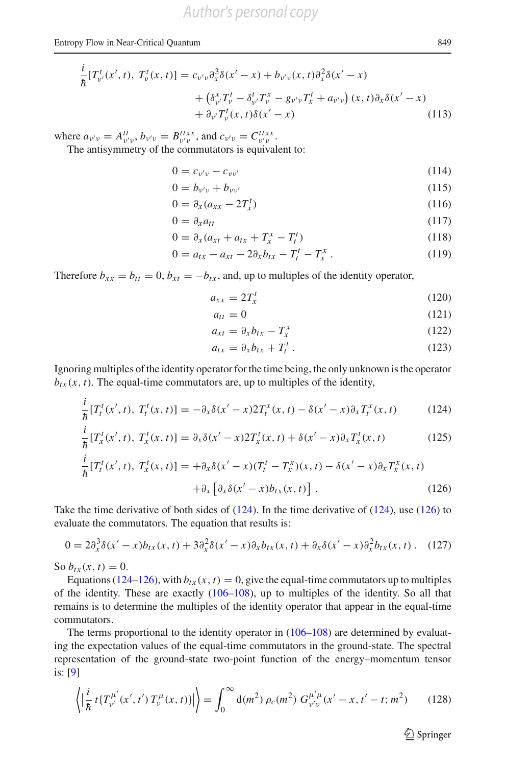$$
\begin{aligned}
\frac{i}{\hbar}[T^t_{\nu'}(x',t),\ T^t_\nu(x,t)] &= c_{\nu'\nu}\partial_x^3\delta(x'-x) + b_{\nu'\nu}(x,t)\partial_x^2\delta(x'-x) \\
&\quad + \left(\delta^x_{\nu'}T^t_\nu - \delta^t_{\nu'}T^x_\nu - g_{\nu'\nu}T^t_x + a_{\nu'\nu}\right)(x,t)\partial_x\delta(x'-x) \\
&\quad + \partial_{\nu'}T^t_\nu(x,t)\delta(x'-x)
\end{aligned}
\tag{113}
$$

where $a_{\nu'\nu} = A^{tt}_{\nu'\nu}$, $b_{\nu'\nu} = B^{ttxx}_{\nu'\nu}$, and $c_{\nu'\nu} = C^{ttxx}_{\nu'\nu}$.

The antisymmetry of the commutators is equivalent to:

$$0 = c_{\nu'\nu} - c_{\nu\nu'} \tag{114}$$

$$0 = b_{\nu'\nu} + b_{\nu\nu'} \tag{115}$$

$$0 = \partial_x(a_{xx} - 2T^t_x) \tag{116}$$

$$0 = \partial_x a_{tt} \tag{117}$$

$$0 = \partial_x(a_{xt} + a_{tx} + T^x_x - T^t_t) \tag{118}$$

$$0 = a_{tx} - a_{xt} - 2\partial_x b_{tx} - T^t_t - T^x_x\,. \tag{119}$$

Therefore $b_{xx} = b_{tt} = 0$, $b_{xt} = -b_{tx}$, and, up to multiples of the identity operator,

$$a_{xx} = 2T^t_x \tag{120}$$

$$a_{tt} = 0 \tag{121}$$

$$a_{xt} = \partial_x b_{tx} - T^x_x \tag{122}$$

$$a_{tx} = \partial_x b_{tx} + T^t_t\,. \tag{123}$$

Ignoring multiples of the identity operator for the time being, the only unknown is the operator $b_{tx}(x,t)$. The equal-time commutators are, up to multiples of the identity,

$$\frac{i}{\hbar}[T^t_t(x',t),\ T^t_t(x,t)] = -\partial_x\delta(x'-x)2T^x_t(x,t) - \delta(x'-x)\partial_x T^x_t(x,t) \tag{124}$$

$$\frac{i}{\hbar}[T^t_x(x',t),\ T^t_x(x,t)] = \partial_x\delta(x'-x)2T^t_x(x,t) + \delta(x'-x)\partial_x T^t_x(x,t) \tag{125}$$

$$
\begin{aligned}
\frac{i}{\hbar}[T^t_t(x',t),\ T^t_x(x,t)] &= +\partial_x\delta(x'-x)(T^t_t - T^x_x)(x,t) - \delta(x'-x)\partial_x T^x_x(x,t) \\
&\quad + \partial_x\left[\partial_x\delta(x'-x)b_{tx}(x,t)\right]\,.
\end{aligned}
\tag{126}
$$

Take the time derivative of both sides of (124). In the time derivative of (124), use (126) to evaluate the commutators. The equation that results is:

$$0 = 2\partial_x^3\delta(x'-x)b_{tx}(x,t) + 3\partial_x^2\delta(x'-x)\partial_x b_{tx}(x,t) + \partial_x\delta(x'-x)\partial_x^2 b_{tx}(x,t)\,. \tag{127}$$

So $b_{tx}(x,t) = 0$.

Equations (124–126), with $b_{tx}(x,t) = 0$, give the equal-time commutators up to multiples of the identity. These are exactly (106–108), up to multiples of the identity. So all that remains is to determine the multiples of the identity operator that appear in the equal-time commutators.

The terms proportional to the identity operator in (106–108) are determined by evaluating the expectation values of the equal-time commutators in the ground-state. The spectral representation of the ground-state two-point function of the energy–momentum tensor is: [9]

$$\left\langle \left| \frac{i}{\hbar}\, t\{T^{\mu'}_{\nu'}(x',t')\, T^\mu_\nu(x,t)\} \right| \right\rangle = \int_0^\infty \mathrm{d}(m^2)\, \rho_c(m^2)\, G^{\mu'\mu}_{\nu'\nu}(x'-x, t'-t; m^2) \tag{128}$$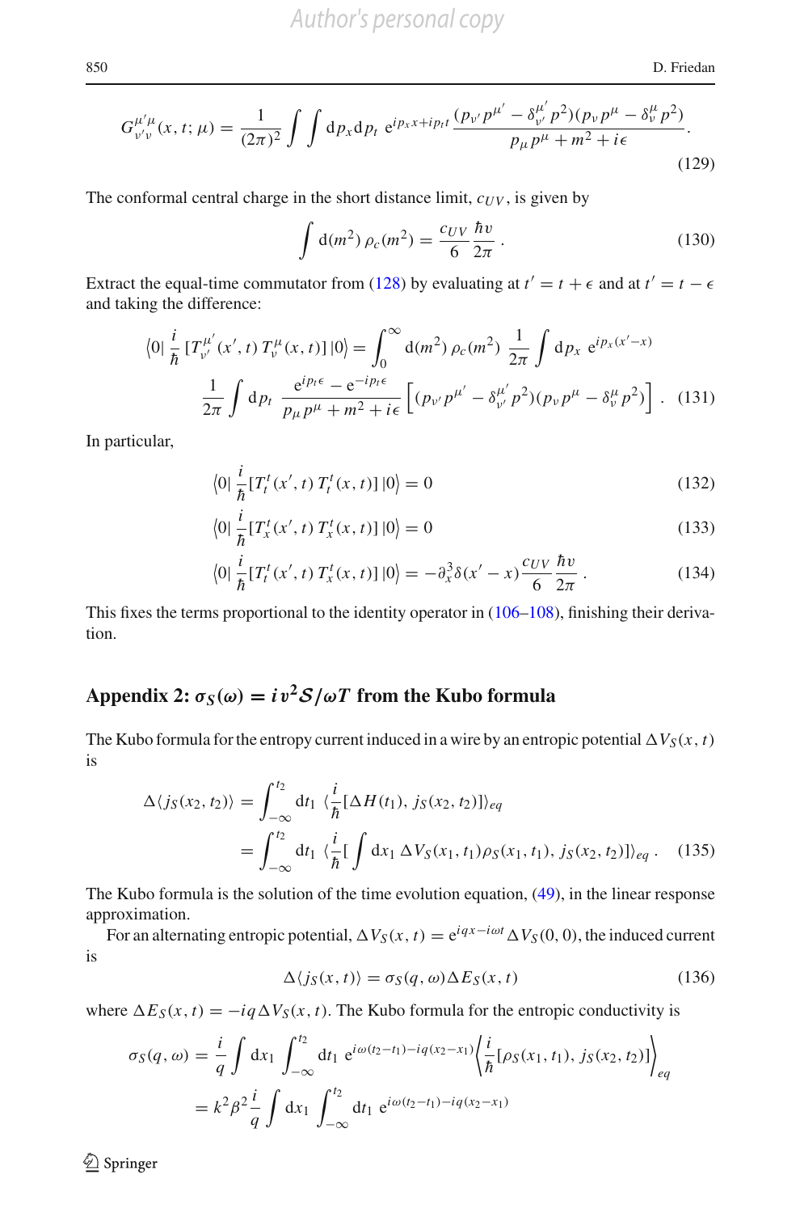$$G^{\mu'\mu}_{\nu'\nu}(x,t;\mu) = \frac{1}{(2\pi)^2}\int\int \mathrm{d}p_x \mathrm{d}p_t \; \mathrm{e}^{ip_x x + ip_t t}\,\frac{(p_{\nu'}p^{\mu'} - \delta^{\mu'}_{\nu'}p^2)(p_\nu p^\mu - \delta^\mu_\nu p^2)}{p_\mu p^\mu + m^2 + i\epsilon}. \tag{129}$$

The conformal central charge in the short distance limit, $c_{UV}$, is given by

$$\int \mathrm{d}(m^2)\,\rho_c(m^2) = \frac{c_{UV}}{6}\,\frac{\hbar v}{2\pi}\,. \tag{130}$$

Extract the equal-time commutator from (128) by evaluating at $t' = t + \epsilon$ and at $t' = t - \epsilon$ and taking the difference:

$$\begin{aligned}\left\langle 0\right| \frac{i}{\hbar}\,[T^{\mu'}_{\nu'}(x',t)\,T^{\mu}_{\nu}(x,t)]\left|0\right\rangle = &\int_0^\infty \mathrm{d}(m^2)\,\rho_c(m^2)\;\frac{1}{2\pi}\int \mathrm{d}p_x\;\mathrm{e}^{ip_x(x'-x)}\\ &\frac{1}{2\pi}\int \mathrm{d}p_t\;\frac{\mathrm{e}^{ip_t\epsilon} - \mathrm{e}^{-ip_t\epsilon}}{p_\mu p^\mu + m^2 + i\epsilon}\left[(p_{\nu'}p^{\mu'} - \delta^{\mu'}_{\nu'}p^2)(p_\nu p^\mu - \delta^\mu_\nu p^2)\right]\,. \end{aligned}\tag{131}$$

In particular,

$$\left\langle 0\right| \frac{i}{\hbar}[T^t_t(x',t)\,T^t_t(x,t)]\left|0\right\rangle = 0 \tag{132}$$

$$\left\langle 0\right| \frac{i}{\hbar}[T^t_x(x',t)\,T^t_x(x,t)]\left|0\right\rangle = 0 \tag{133}$$

$$\left\langle 0\right| \frac{i}{\hbar}[T^t_t(x',t)\,T^t_x(x,t)]\left|0\right\rangle = -\partial_x^3\delta(x'-x)\frac{c_{UV}}{6}\,\frac{\hbar v}{2\pi}\,. \tag{134}$$

This fixes the terms proportional to the identity operator in (106–108), finishing their derivation.

## Appendix 2: $\sigma_S(\omega) = iv^2\mathcal{S}/\omega T$ from the Kubo formula

The Kubo formula for the entropy current induced in a wire by an entropic potential $\Delta V_S(x,t)$ is

$$\begin{aligned}\Delta\langle j_S(x_2,t_2)\rangle &= \int_{-\infty}^{t_2}\mathrm{d}t_1\;\langle\frac{i}{\hbar}[\Delta H(t_1),\,j_S(x_2,t_2)]\rangle_{eq}\\ &= \int_{-\infty}^{t_2}\mathrm{d}t_1\;\langle\frac{i}{\hbar}[\int \mathrm{d}x_1\,\Delta V_S(x_1,t_1)\rho_S(x_1,t_1),\,j_S(x_2,t_2)]\rangle_{eq}\,. \end{aligned}\tag{135}$$

The Kubo formula is the solution of the time evolution equation, (49), in the linear response approximation.

For an alternating entropic potential, $\Delta V_S(x,t) = \mathrm{e}^{iqx - i\omega t}\Delta V_S(0,0)$, the induced current is

$$\Delta\langle j_S(x,t)\rangle = \sigma_S(q,\omega)\Delta E_S(x,t) \tag{136}$$

where $\Delta E_S(x,t) = -iq\Delta V_S(x,t)$. The Kubo formula for the entropic conductivity is

$$\begin{aligned}\sigma_S(q,\omega) &= \frac{i}{q}\int \mathrm{d}x_1\int_{-\infty}^{t_2}\mathrm{d}t_1\;\mathrm{e}^{i\omega(t_2-t_1) - iq(x_2-x_1)}\left\langle\frac{i}{\hbar}[\rho_S(x_1,t_1),\,j_S(x_2,t_2)]\right\rangle_{eq}\\ &= k^2\beta^2\frac{i}{q}\int \mathrm{d}x_1\int_{-\infty}^{t_2}\mathrm{d}t_1\;\mathrm{e}^{i\omega(t_2-t_1) - iq(x_2-x_1)}\end{aligned}$$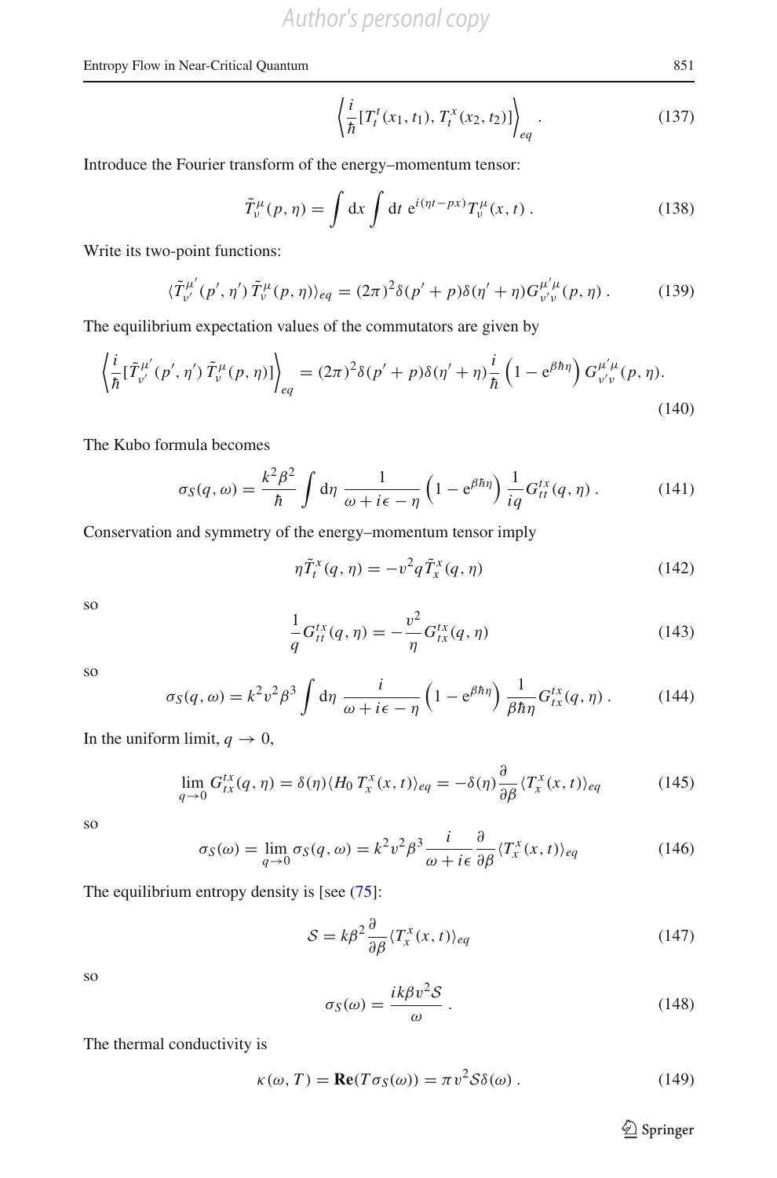$$\left\langle \frac{i}{\hbar}[T_t^t(x_1,t_1),\, T_t^x(x_2,t_2)] \right\rangle_{eq} . \tag{137}$$

Introduce the Fourier transform of the energy–momentum tensor:

$$\tilde{T}_\nu^\mu(p,\eta) = \int \mathrm{d}x \int \mathrm{d}t\; \mathrm{e}^{i(\eta t - px)} T_\nu^\mu(x,t) . \tag{138}$$

Write its two-point functions:

$$\langle \tilde{T}_{\nu'}^{\mu'}(p',\eta')\, \tilde{T}_\nu^\mu(p,\eta)\rangle_{eq} = (2\pi)^2 \delta(p'+p)\delta(\eta'+\eta) G_{\nu'\nu}^{\mu'\mu}(p,\eta) . \tag{139}$$

The equilibrium expectation values of the commutators are given by

$$\left\langle \frac{i}{\hbar}[\tilde{T}_{\nu'}^{\mu'}(p',\eta')\, \tilde{T}_\nu^\mu(p,\eta)] \right\rangle_{eq} = (2\pi)^2 \delta(p'+p)\delta(\eta'+\eta) \frac{i}{\hbar}\left(1 - \mathrm{e}^{\beta\hbar\eta}\right) G_{\nu'\nu}^{\mu'\mu}(p,\eta). \tag{140}$$

The Kubo formula becomes

$$\sigma_S(q,\omega) = \frac{k^2\beta^2}{\hbar} \int \mathrm{d}\eta\; \frac{1}{\omega + i\epsilon - \eta}\left(1 - \mathrm{e}^{\beta\hbar\eta}\right) \frac{1}{iq} G_{tt}^{tx}(q,\eta) . \tag{141}$$

Conservation and symmetry of the energy–momentum tensor imply

$$\eta \tilde{T}_t^x(q,\eta) = -v^2 q \tilde{T}_x^x(q,\eta) \tag{142}$$

so

$$\frac{1}{q} G_{tt}^{tx}(q,\eta) = -\frac{v^2}{\eta} G_{tx}^{tx}(q,\eta) \tag{143}$$

so

$$\sigma_S(q,\omega) = k^2 v^2 \beta^3 \int \mathrm{d}\eta\; \frac{i}{\omega + i\epsilon - \eta}\left(1 - \mathrm{e}^{\beta\hbar\eta}\right) \frac{1}{\beta\hbar\eta} G_{tx}^{tx}(q,\eta) . \tag{144}$$

In the uniform limit, $q \to 0$,

$$\lim_{q\to 0} G_{tx}^{tx}(q,\eta) = \delta(\eta) \langle H_0\, T_x^x(x,t)\rangle_{eq} = -\delta(\eta) \frac{\partial}{\partial\beta} \langle T_x^x(x,t)\rangle_{eq} \tag{145}$$

so

$$\sigma_S(\omega) = \lim_{q\to 0} \sigma_S(q,\omega) = k^2 v^2 \beta^3 \frac{i}{\omega + i\epsilon} \frac{\partial}{\partial\beta} \langle T_x^x(x,t)\rangle_{eq} \tag{146}$$

The equilibrium entropy density is [see (75)]:

$$\mathcal{S} = k\beta^2 \frac{\partial}{\partial\beta} \langle T_x^x(x,t)\rangle_{eq} \tag{147}$$

so

$$\sigma_S(\omega) = \frac{ik\beta v^2 \mathcal{S}}{\omega} . \tag{148}$$

The thermal conductivity is

$$\kappa(\omega, T) = \mathbf{Re}(T\sigma_S(\omega)) = \pi v^2 \mathcal{S} \delta(\omega) . \tag{149}$$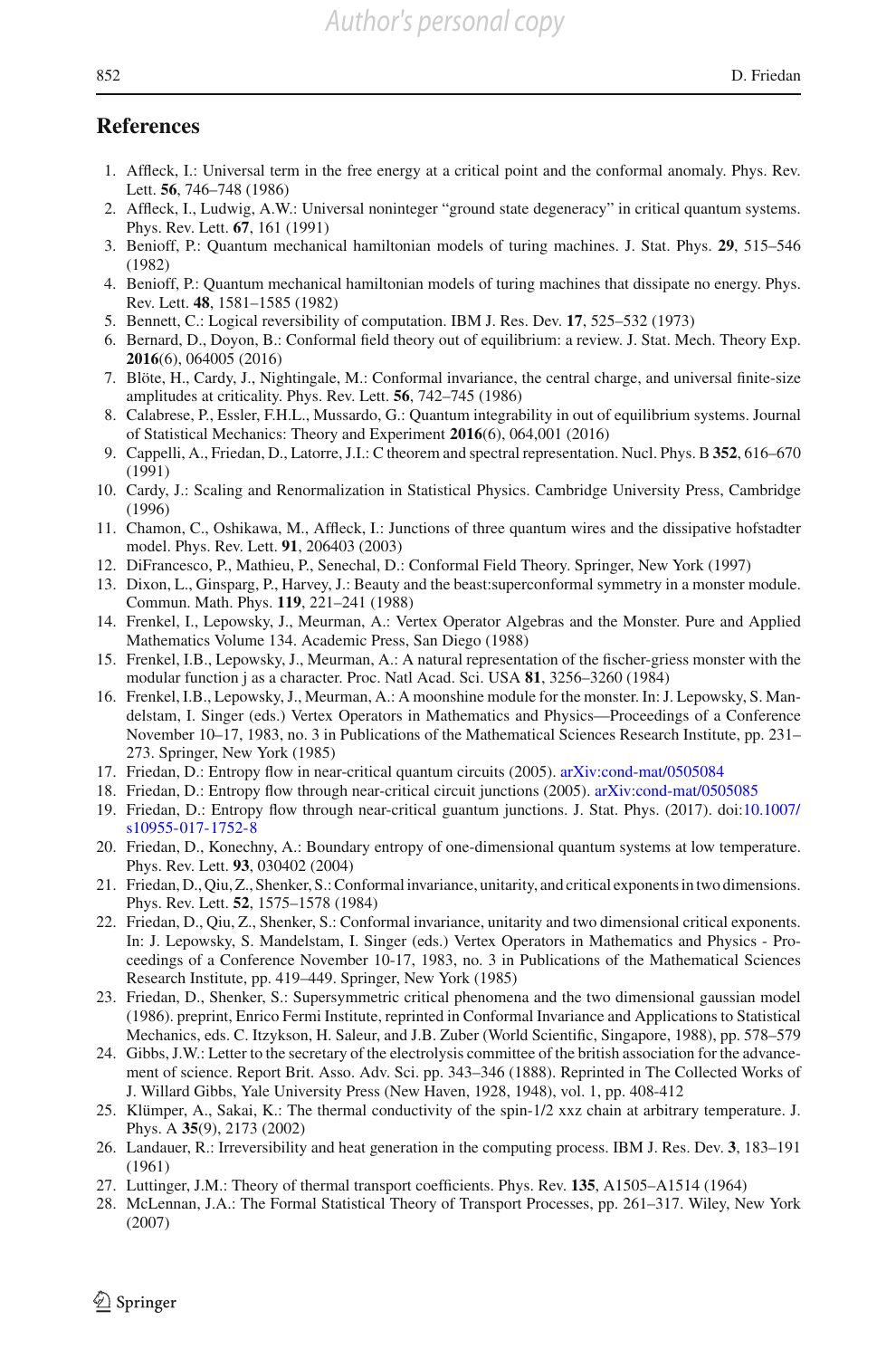## References

1. Affleck, I.: Universal term in the free energy at a critical point and the conformal anomaly. Phys. Rev. Lett. **56**, 746–748 (1986)
2. Affleck, I., Ludwig, A.W.: Universal noninteger "ground state degeneracy" in critical quantum systems. Phys. Rev. Lett. **67**, 161 (1991)
3. Benioff, P.: Quantum mechanical hamiltonian models of turing machines. J. Stat. Phys. **29**, 515–546 (1982)
4. Benioff, P.: Quantum mechanical hamiltonian models of turing machines that dissipate no energy. Phys. Rev. Lett. **48**, 1581–1585 (1982)
5. Bennett, C.: Logical reversibility of computation. IBM J. Res. Dev. **17**, 525–532 (1973)
6. Bernard, D., Doyon, B.: Conformal field theory out of equilibrium: a review. J. Stat. Mech. Theory Exp. **2016**(6), 064005 (2016)
7. Blöte, H., Cardy, J., Nightingale, M.: Conformal invariance, the central charge, and universal finite-size amplitudes at criticality. Phys. Rev. Lett. **56**, 742–745 (1986)
8. Calabrese, P., Essler, F.H.L., Mussardo, G.: Quantum integrability in out of equilibrium systems. Journal of Statistical Mechanics: Theory and Experiment **2016**(6), 064,001 (2016)
9. Cappelli, A., Friedan, D., Latorre, J.I.: C theorem and spectral representation. Nucl. Phys. B **352**, 616–670 (1991)
10. Cardy, J.: Scaling and Renormalization in Statistical Physics. Cambridge University Press, Cambridge (1996)
11. Chamon, C., Oshikawa, M., Affleck, I.: Junctions of three quantum wires and the dissipative hofstadter model. Phys. Rev. Lett. **91**, 206403 (2003)
12. DiFrancesco, P., Mathieu, P., Senechal, D.: Conformal Field Theory. Springer, New York (1997)
13. Dixon, L., Ginsparg, P., Harvey, J.: Beauty and the beast:superconformal symmetry in a monster module. Commun. Math. Phys. **119**, 221–241 (1988)
14. Frenkel, I., Lepowsky, J., Meurman, A.: Vertex Operator Algebras and the Monster. Pure and Applied Mathematics Volume 134. Academic Press, San Diego (1988)
15. Frenkel, I.B., Lepowsky, J., Meurman, A.: A natural representation of the fischer-griess monster with the modular function j as a character. Proc. Natl Acad. Sci. USA **81**, 3256–3260 (1984)
16. Frenkel, I.B., Lepowsky, J., Meurman, A.: A moonshine module for the monster. In: J. Lepowsky, S. Mandelstam, I. Singer (eds.) Vertex Operators in Mathematics and Physics—Proceedings of a Conference November 10–17, 1983, no. 3 in Publications of the Mathematical Sciences Research Institute, pp. 231–273. Springer, New York (1985)
17. Friedan, D.: Entropy flow in near-critical quantum circuits (2005). arXiv:cond-mat/0505084
18. Friedan, D.: Entropy flow through near-critical circuit junctions (2005). arXiv:cond-mat/0505085
19. Friedan, D.: Entropy flow through near-critical guantum junctions. J. Stat. Phys. (2017). doi:10.1007/s10955-017-1752-8
20. Friedan, D., Konechny, A.: Boundary entropy of one-dimensional quantum systems at low temperature. Phys. Rev. Lett. **93**, 030402 (2004)
21. Friedan, D., Qiu, Z., Shenker, S.: Conformal invariance, unitarity, and critical exponents in two dimensions. Phys. Rev. Lett. **52**, 1575–1578 (1984)
22. Friedan, D., Qiu, Z., Shenker, S.: Conformal invariance, unitarity and two dimensional critical exponents. In: J. Lepowsky, S. Mandelstam, I. Singer (eds.) Vertex Operators in Mathematics and Physics - Proceedings of a Conference November 10-17, 1983, no. 3 in Publications of the Mathematical Sciences Research Institute, pp. 419–449. Springer, New York (1985)
23. Friedan, D., Shenker, S.: Supersymmetric critical phenomena and the two dimensional gaussian model (1986). preprint, Enrico Fermi Institute, reprinted in Conformal Invariance and Applications to Statistical Mechanics, eds. C. Itzykson, H. Saleur, and J.B. Zuber (World Scientific, Singapore, 1988), pp. 578–579
24. Gibbs, J.W.: Letter to the secretary of the electrolysis committee of the british association for the advancement of science. Report Brit. Asso. Adv. Sci. pp. 343–346 (1888). Reprinted in The Collected Works of J. Willard Gibbs, Yale University Press (New Haven, 1928, 1948), vol. 1, pp. 408-412
25. Klümper, A., Sakai, K.: The thermal conductivity of the spin-1/2 xxz chain at arbitrary temperature. J. Phys. A **35**(9), 2173 (2002)
26. Landauer, R.: Irreversibility and heat generation in the computing process. IBM J. Res. Dev. **3**, 183–191 (1961)
27. Luttinger, J.M.: Theory of thermal transport coefficients. Phys. Rev. **135**, A1505–A1514 (1964)
28. McLennan, J.A.: The Formal Statistical Theory of Transport Processes, pp. 261–317. Wiley, New York (2007)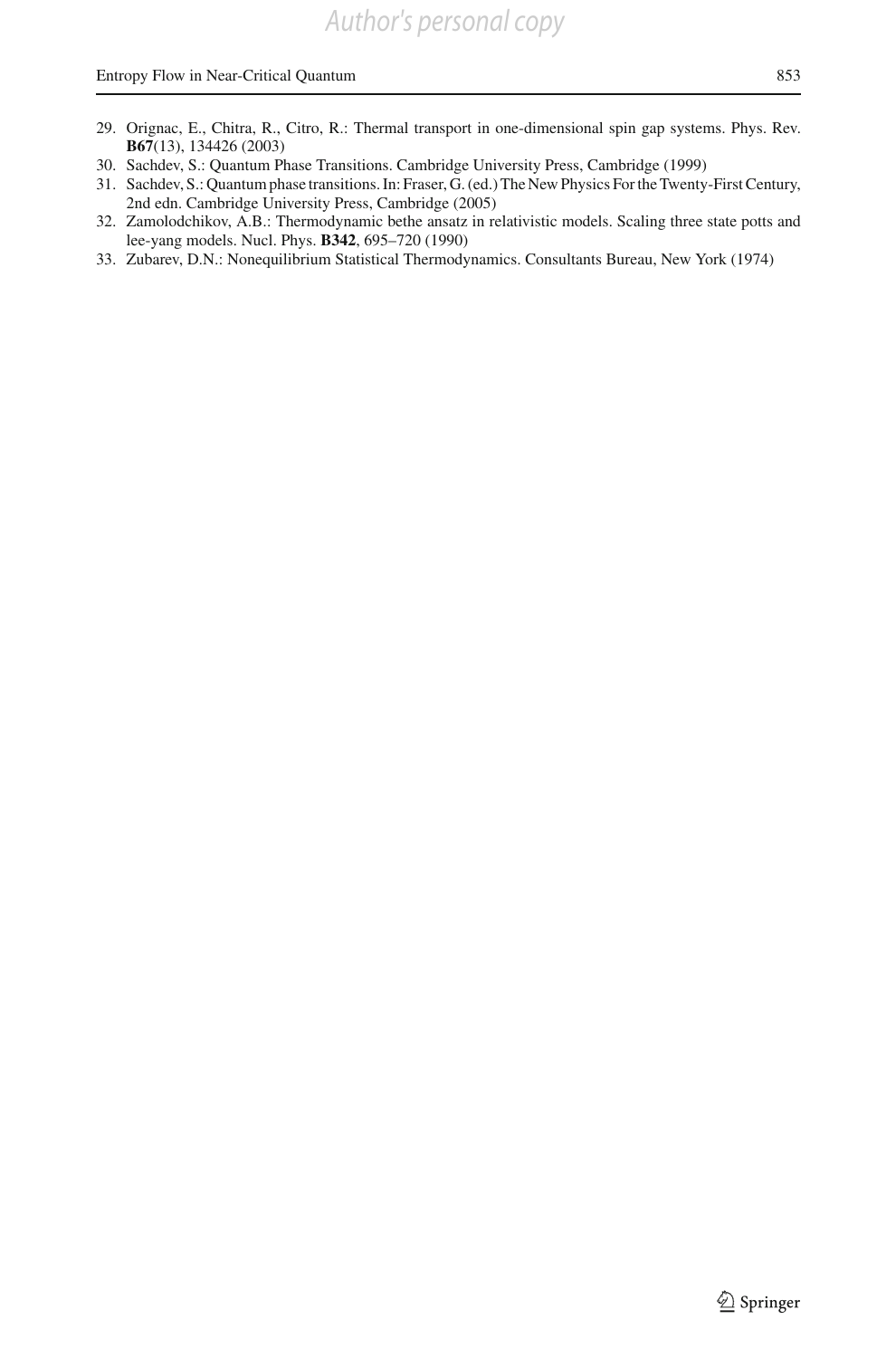29. Orignac, E., Chitra, R., Citro, R.: Thermal transport in one-dimensional spin gap systems. Phys. Rev. **B67**(13), 134426 (2003)
30. Sachdev, S.: Quantum Phase Transitions. Cambridge University Press, Cambridge (1999)
31. Sachdev, S.: Quantum phase transitions. In: Fraser, G. (ed.) The New Physics For the Twenty-First Century, 2nd edn. Cambridge University Press, Cambridge (2005)
32. Zamolodchikov, A.B.: Thermodynamic bethe ansatz in relativistic models. Scaling three state potts and lee-yang models. Nucl. Phys. **B342**, 695–720 (1990)
33. Zubarev, D.N.: Nonequilibrium Statistical Thermodynamics. Consultants Bureau, New York (1974)